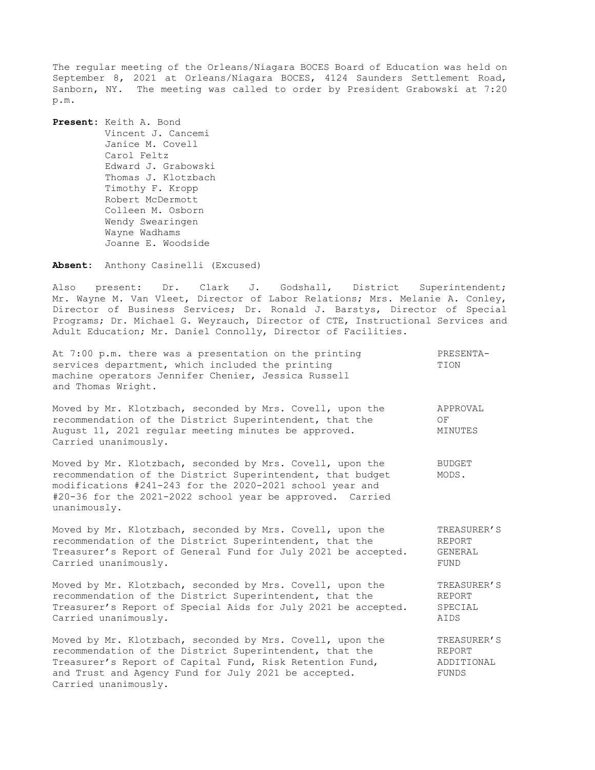The regular meeting of the Orleans/Niagara BOCES Board of Education was held on September 8, 2021 at Orleans/Niagara BOCES, 4124 Saunders Settlement Road, Sanborn, NY. The meeting was called to order by President Grabowski at 7:20 p.m.

**Present:** Keith A. Bond
Vincent J. Cancemi
Janice M. Covell
Carol Feltz
Edward J. Grabowski
Thomas J. Klotzbach
Timothy F. Kropp
Robert McDermott
Colleen M. Osborn
Wendy Swearingen
Wayne Wadhams
Joanne E. Woodside

**Absent:** Anthony Casinelli (Excused)

Also present: Dr. Clark J. Godshall, District Superintendent; Mr. Wayne M. Van Vleet, Director of Labor Relations; Mrs. Melanie A. Conley, Director of Business Services; Dr. Ronald J. Barstys, Director of Special Programs; Dr. Michael G. Weyrauch, Director of CTE, Instructional Services and Adult Education; Mr. Daniel Connolly, Director of Facilities.

PRESENTATION

At 7:00 p.m. there was a presentation on the printing services department, which included the printing machine operators Jennifer Chenier, Jessica Russell and Thomas Wright.

APPROVAL OF MINUTES

Moved by Mr. Klotzbach, seconded by Mrs. Covell, upon the recommendation of the District Superintendent, that the August 11, 2021 regular meeting minutes be approved. Carried unanimously.

BUDGET MODS.

Moved by Mr. Klotzbach, seconded by Mrs. Covell, upon the recommendation of the District Superintendent, that budget modifications #241-243 for the 2020-2021 school year and #20-36 for the 2021-2022 school year be approved. Carried unanimously.

TREASURER'S REPORT GENERAL FUND

Moved by Mr. Klotzbach, seconded by Mrs. Covell, upon the recommendation of the District Superintendent, that the Treasurer's Report of General Fund for July 2021 be accepted. Carried unanimously.

TREASURER'S REPORT SPECIAL AIDS

Moved by Mr. Klotzbach, seconded by Mrs. Covell, upon the recommendation of the District Superintendent, that the Treasurer's Report of Special Aids for July 2021 be accepted. Carried unanimously.

TREASURER'S REPORT ADDITIONAL FUNDS

Moved by Mr. Klotzbach, seconded by Mrs. Covell, upon the recommendation of the District Superintendent, that the Treasurer's Report of Capital Fund, Risk Retention Fund, and Trust and Agency Fund for July 2021 be accepted. Carried unanimously.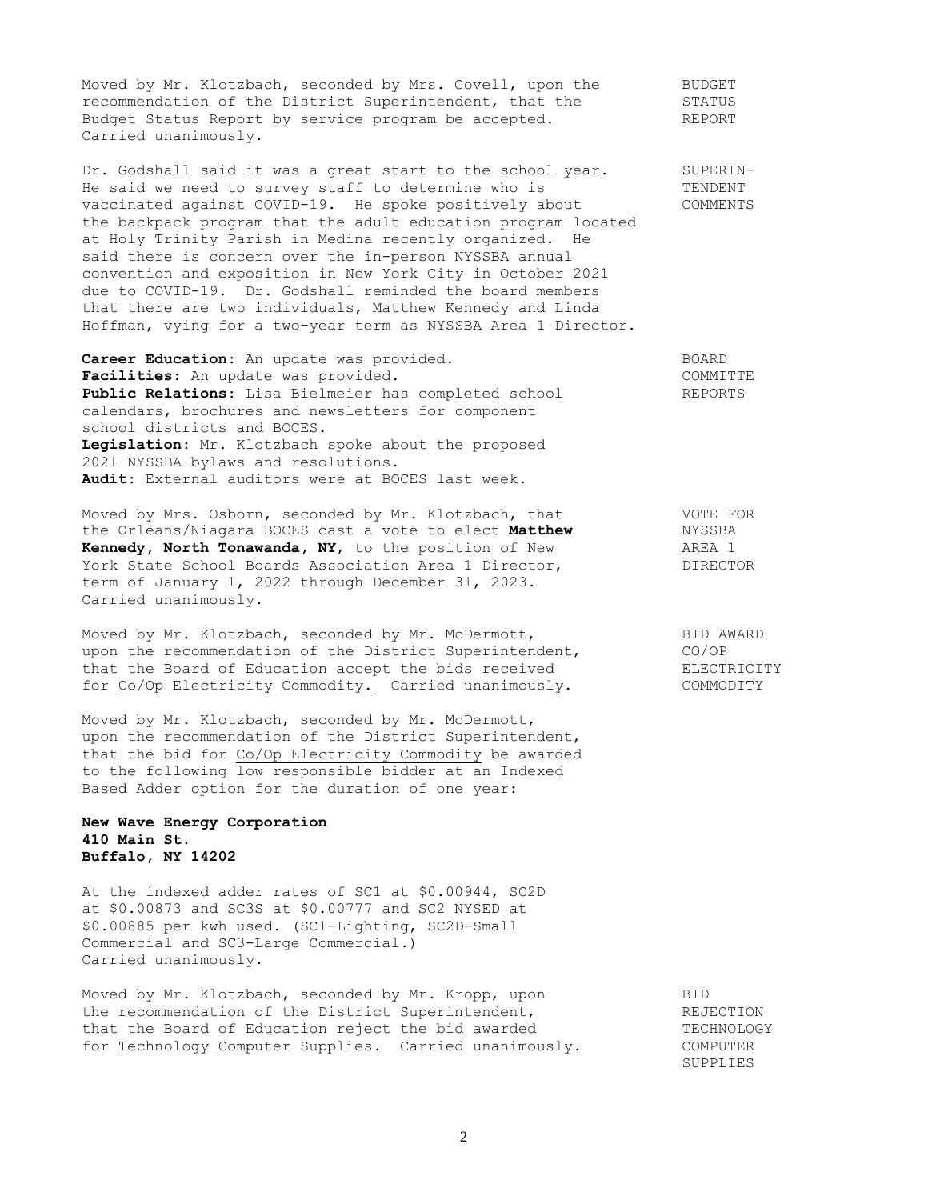Moved by Mr. Klotzbach, seconded by Mrs. Covell, upon the recommendation of the District Superintendent, that the Budget Status Report by service program be accepted. Carried unanimously.

BUDGET STATUS REPORT

Dr. Godshall said it was a great start to the school year. He said we need to survey staff to determine who is vaccinated against COVID-19. He spoke positively about the backpack program that the adult education program located at Holy Trinity Parish in Medina recently organized. He said there is concern over the in-person NYSSBA annual convention and exposition in New York City in October 2021 due to COVID-19. Dr. Godshall reminded the board members that there are two individuals, Matthew Kennedy and Linda Hoffman, vying for a two-year term as NYSSBA Area 1 Director.

SUPERINTENDENT COMMENTS

**Career Education:** An update was provided.
**Facilities:** An update was provided.
**Public Relations:** Lisa Bielmeier has completed school calendars, brochures and newsletters for component school districts and BOCES.
**Legislation:** Mr. Klotzbach spoke about the proposed 2021 NYSSBA bylaws and resolutions.
**Audit:** External auditors were at BOCES last week.

BOARD COMMITTE REPORTS

Moved by Mrs. Osborn, seconded by Mr. Klotzbach, that the Orleans/Niagara BOCES cast a vote to elect **Matthew Kennedy, North Tonawanda, NY**, to the position of New York State School Boards Association Area 1 Director, term of January 1, 2022 through December 31, 2023. Carried unanimously.

VOTE FOR NYSSBA AREA 1 DIRECTOR

Moved by Mr. Klotzbach, seconded by Mr. McDermott, upon the recommendation of the District Superintendent, that the Board of Education accept the bids received for Co/Op Electricity Commodity. Carried unanimously.

BID AWARD CO/OP ELECTRICITY COMMODITY

Moved by Mr. Klotzbach, seconded by Mr. McDermott, upon the recommendation of the District Superintendent, that the bid for Co/Op Electricity Commodity be awarded to the following low responsible bidder at an Indexed Based Adder option for the duration of one year:

**New Wave Energy Corporation**
**410 Main St.**
**Buffalo, NY 14202**

At the indexed adder rates of SC1 at $0.00944, SC2D at $0.00873 and SC3S at $0.00777 and SC2 NYSED at $0.00885 per kwh used. (SC1-Lighting, SC2D-Small Commercial and SC3-Large Commercial.) Carried unanimously.

Moved by Mr. Klotzbach, seconded by Mr. Kropp, upon the recommendation of the District Superintendent, that the Board of Education reject the bid awarded for Technology Computer Supplies. Carried unanimously.

BID REJECTION TECHNOLOGY COMPUTER SUPPLIES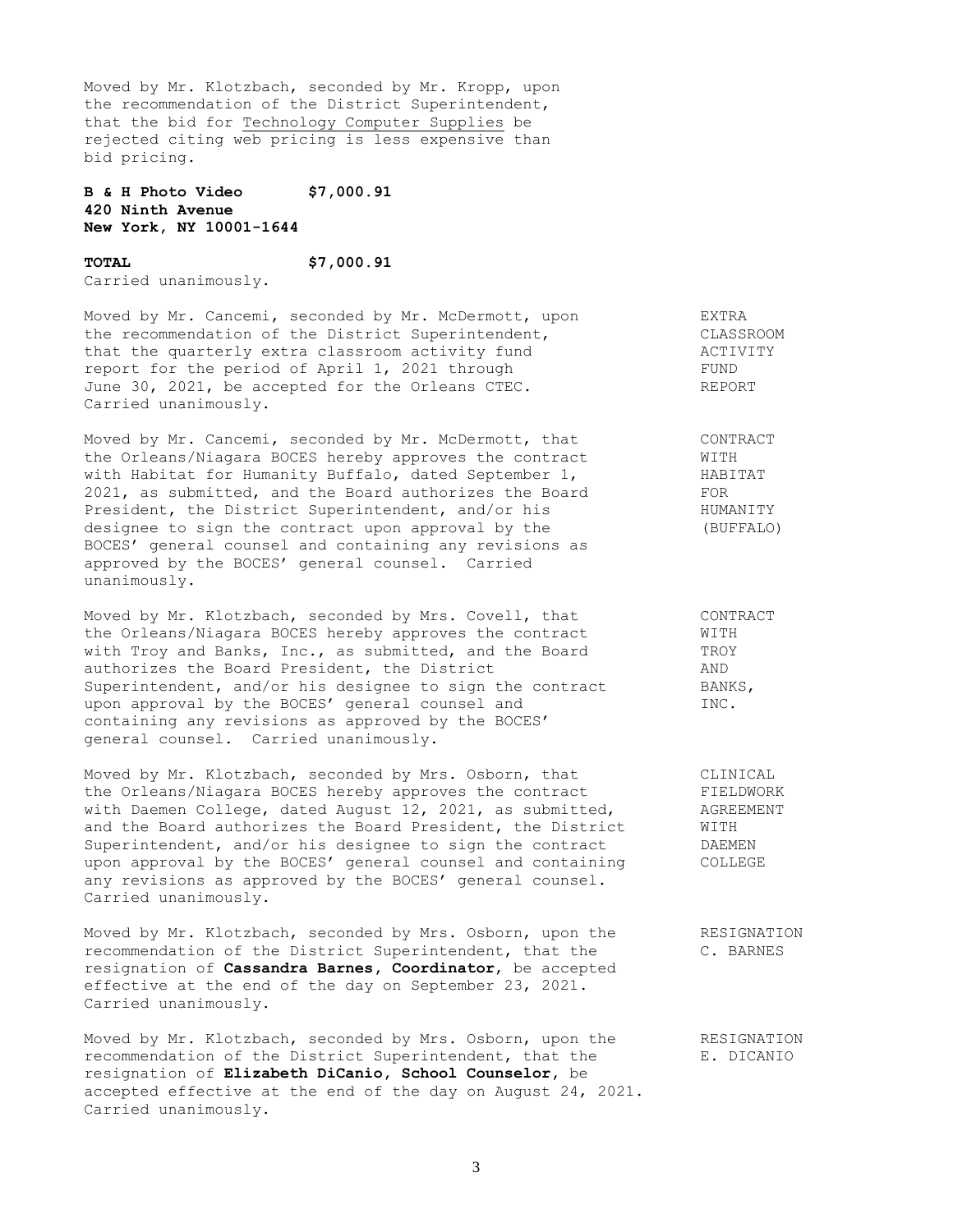Moved by Mr. Klotzbach, seconded by Mr. Kropp, upon the recommendation of the District Superintendent, that the bid for Technology Computer Supplies be rejected citing web pricing is less expensive than bid pricing.

**B & H Photo Video $7,000.91**
**420 Ninth Avenue**
**New York, NY 10001-1644**

**TOTAL $7,000.91**

Carried unanimously.

EXTRA CLASSROOM ACTIVITY FUND REPORT

Moved by Mr. Cancemi, seconded by Mr. McDermott, upon the recommendation of the District Superintendent, that the quarterly extra classroom activity fund report for the period of April 1, 2021 through June 30, 2021, be accepted for the Orleans CTEC. Carried unanimously.

CONTRACT WITH HABITAT FOR HUMANITY (BUFFALO)

Moved by Mr. Cancemi, seconded by Mr. McDermott, that the Orleans/Niagara BOCES hereby approves the contract with Habitat for Humanity Buffalo, dated September 1, 2021, as submitted, and the Board authorizes the Board President, the District Superintendent, and/or his designee to sign the contract upon approval by the BOCES' general counsel and containing any revisions as approved by the BOCES' general counsel. Carried unanimously.

CONTRACT WITH TROY AND BANKS, INC.

Moved by Mr. Klotzbach, seconded by Mrs. Covell, that the Orleans/Niagara BOCES hereby approves the contract with Troy and Banks, Inc., as submitted, and the Board authorizes the Board President, the District Superintendent, and/or his designee to sign the contract upon approval by the BOCES' general counsel and containing any revisions as approved by the BOCES' general counsel. Carried unanimously.

CLINICAL FIELDWORK AGREEMENT WITH DAEMEN COLLEGE

Moved by Mr. Klotzbach, seconded by Mrs. Osborn, that the Orleans/Niagara BOCES hereby approves the contract with Daemen College, dated August 12, 2021, as submitted, and the Board authorizes the Board President, the District Superintendent, and/or his designee to sign the contract upon approval by the BOCES' general counsel and containing any revisions as approved by the BOCES' general counsel. Carried unanimously.

RESIGNATION C. BARNES

Moved by Mr. Klotzbach, seconded by Mrs. Osborn, upon the recommendation of the District Superintendent, that the resignation of **Cassandra Barnes, Coordinator**, be accepted effective at the end of the day on September 23, 2021. Carried unanimously.

RESIGNATION E. DICANIO

Moved by Mr. Klotzbach, seconded by Mrs. Osborn, upon the recommendation of the District Superintendent, that the resignation of **Elizabeth DiCanio, School Counselor**, be accepted effective at the end of the day on August 24, 2021. Carried unanimously.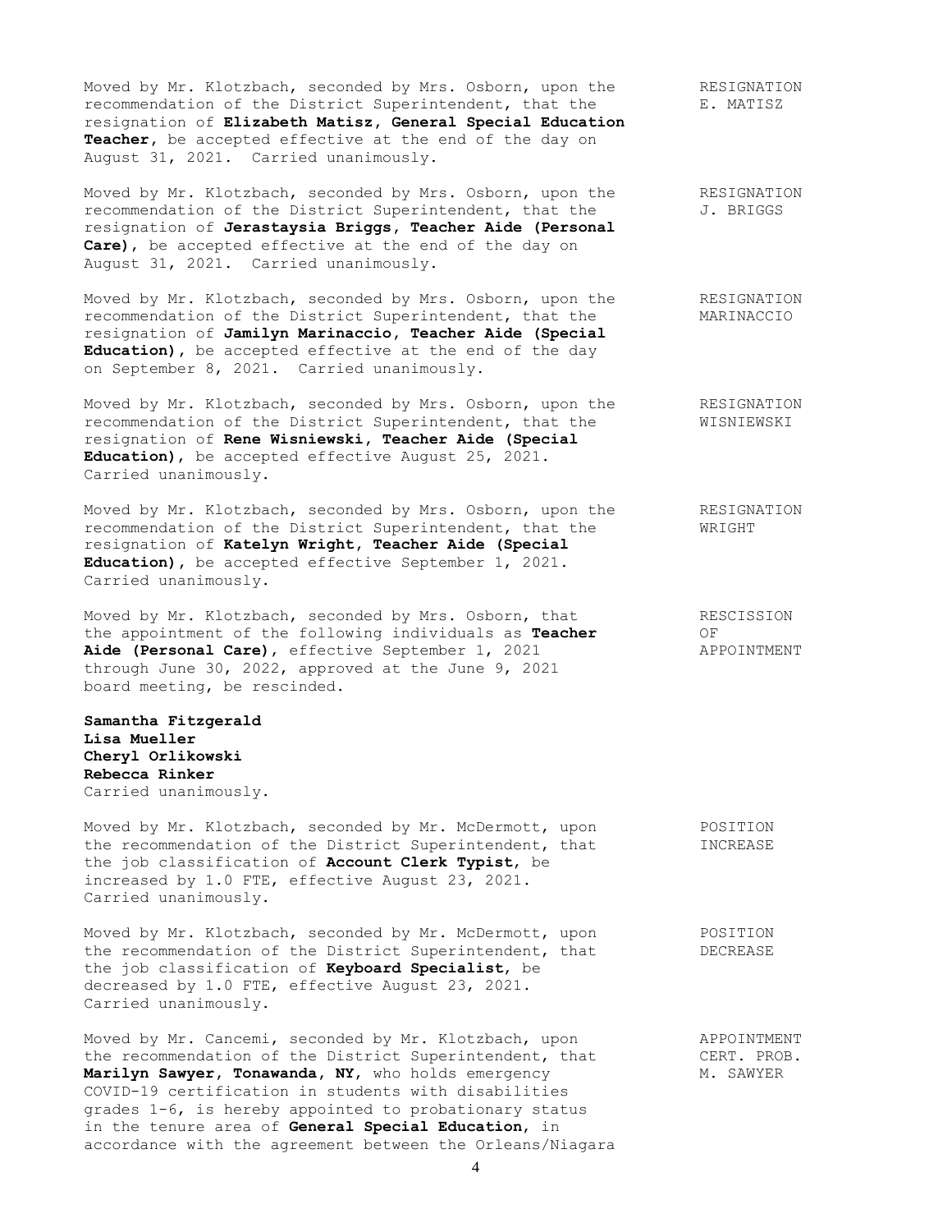Moved by Mr. Klotzbach, seconded by Mrs. Osborn, upon the recommendation of the District Superintendent, that the resignation of **Elizabeth Matisz, General Special Education Teacher**, be accepted effective at the end of the day on August 31, 2021. Carried unanimously.

RESIGNATION
E. MATISZ

Moved by Mr. Klotzbach, seconded by Mrs. Osborn, upon the recommendation of the District Superintendent, that the resignation of **Jerastaysia Briggs, Teacher Aide (Personal Care)**, be accepted effective at the end of the day on August 31, 2021. Carried unanimously.

RESIGNATION
J. BRIGGS

Moved by Mr. Klotzbach, seconded by Mrs. Osborn, upon the recommendation of the District Superintendent, that the resignation of **Jamilyn Marinaccio, Teacher Aide (Special Education)**, be accepted effective at the end of the day on September 8, 2021. Carried unanimously.

RESIGNATION
MARINACCIO

Moved by Mr. Klotzbach, seconded by Mrs. Osborn, upon the recommendation of the District Superintendent, that the resignation of **Rene Wisniewski, Teacher Aide (Special Education)**, be accepted effective August 25, 2021. Carried unanimously.

RESIGNATION
WISNIEWSKI

Moved by Mr. Klotzbach, seconded by Mrs. Osborn, upon the recommendation of the District Superintendent, that the resignation of **Katelyn Wright, Teacher Aide (Special Education)**, be accepted effective September 1, 2021. Carried unanimously.

RESIGNATION
WRIGHT

Moved by Mr. Klotzbach, seconded by Mrs. Osborn, that the appointment of the following individuals as **Teacher Aide (Personal Care)**, effective September 1, 2021 through June 30, 2022, approved at the June 9, 2021 board meeting, be rescinded.

RESCISSION
OF
APPOINTMENT

**Samantha Fitzgerald**
**Lisa Mueller**
**Cheryl Orlikowski**
**Rebecca Rinker**
Carried unanimously.

Moved by Mr. Klotzbach, seconded by Mr. McDermott, upon the recommendation of the District Superintendent, that the job classification of **Account Clerk Typist**, be increased by 1.0 FTE, effective August 23, 2021. Carried unanimously.

POSITION
INCREASE

Moved by Mr. Klotzbach, seconded by Mr. McDermott, upon the recommendation of the District Superintendent, that the job classification of **Keyboard Specialist**, be decreased by 1.0 FTE, effective August 23, 2021. Carried unanimously.

POSITION
DECREASE

Moved by Mr. Cancemi, seconded by Mr. Klotzbach, upon the recommendation of the District Superintendent, that **Marilyn Sawyer, Tonawanda, NY**, who holds emergency COVID-19 certification in students with disabilities grades 1-6, is hereby appointed to probationary status in the tenure area of **General Special Education**, in accordance with the agreement between the Orleans/Niagara

APPOINTMENT
CERT. PROB.
M. SAWYER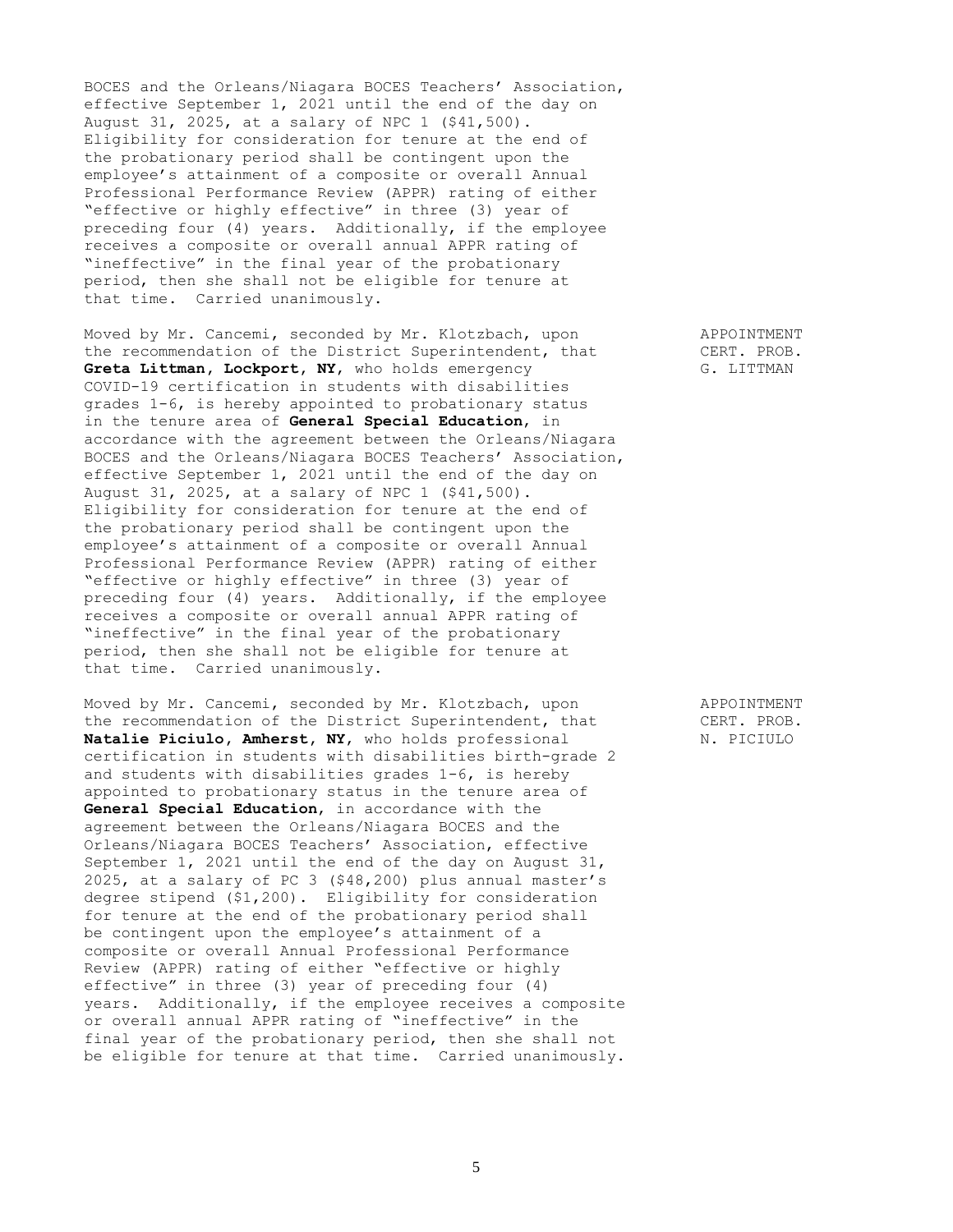BOCES and the Orleans/Niagara BOCES Teachers' Association, effective September 1, 2021 until the end of the day on August 31, 2025, at a salary of NPC 1 ($41,500). Eligibility for consideration for tenure at the end of the probationary period shall be contingent upon the employee's attainment of a composite or overall Annual Professional Performance Review (APPR) rating of either "effective or highly effective" in three (3) year of preceding four (4) years. Additionally, if the employee receives a composite or overall annual APPR rating of "ineffective" in the final year of the probationary period, then she shall not be eligible for tenure at that time. Carried unanimously.

APPOINTMENT
CERT. PROB.
G. LITTMAN

Moved by Mr. Cancemi, seconded by Mr. Klotzbach, upon the recommendation of the District Superintendent, that **Greta Littman, Lockport, NY**, who holds emergency COVID-19 certification in students with disabilities grades 1-6, is hereby appointed to probationary status in the tenure area of **General Special Education**, in accordance with the agreement between the Orleans/Niagara BOCES and the Orleans/Niagara BOCES Teachers' Association, effective September 1, 2021 until the end of the day on August 31, 2025, at a salary of NPC 1 ($41,500). Eligibility for consideration for tenure at the end of the probationary period shall be contingent upon the employee's attainment of a composite or overall Annual Professional Performance Review (APPR) rating of either "effective or highly effective" in three (3) year of preceding four (4) years. Additionally, if the employee receives a composite or overall annual APPR rating of "ineffective" in the final year of the probationary period, then she shall not be eligible for tenure at that time. Carried unanimously.

APPOINTMENT
CERT. PROB.
N. PICIULO

Moved by Mr. Cancemi, seconded by Mr. Klotzbach, upon the recommendation of the District Superintendent, that **Natalie Piciulo, Amherst, NY**, who holds professional certification in students with disabilities birth-grade 2 and students with disabilities grades 1-6, is hereby appointed to probationary status in the tenure area of **General Special Education**, in accordance with the agreement between the Orleans/Niagara BOCES and the Orleans/Niagara BOCES Teachers' Association, effective September 1, 2021 until the end of the day on August 31, 2025, at a salary of PC 3 ($48,200) plus annual master's degree stipend ($1,200). Eligibility for consideration for tenure at the end of the probationary period shall be contingent upon the employee's attainment of a composite or overall Annual Professional Performance Review (APPR) rating of either "effective or highly effective" in three (3) year of preceding four (4) years. Additionally, if the employee receives a composite or overall annual APPR rating of "ineffective" in the final year of the probationary period, then she shall not be eligible for tenure at that time. Carried unanimously.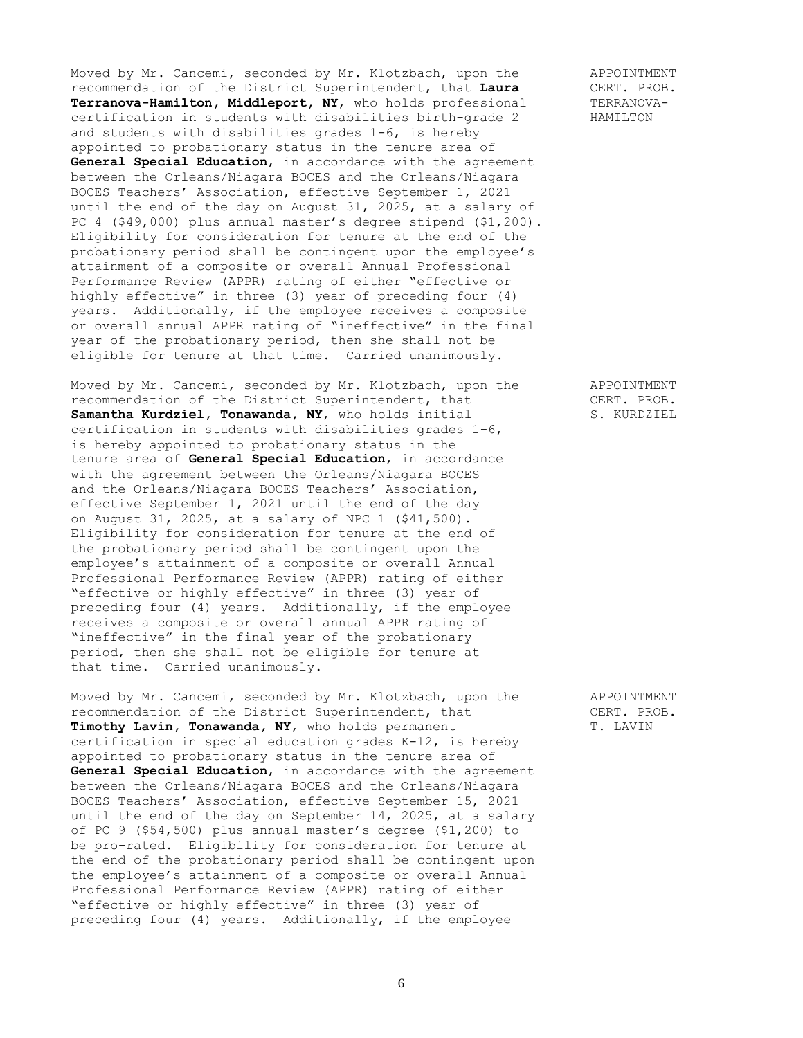Moved by Mr. Cancemi, seconded by Mr. Klotzbach, upon the recommendation of the District Superintendent, that **Laura Terranova-Hamilton, Middleport, NY**, who holds professional certification in students with disabilities birth-grade 2 and students with disabilities grades 1-6, is hereby appointed to probationary status in the tenure area of **General Special Education**, in accordance with the agreement between the Orleans/Niagara BOCES and the Orleans/Niagara BOCES Teachers' Association, effective September 1, 2021 until the end of the day on August 31, 2025, at a salary of PC 4 ($49,000) plus annual master's degree stipend ($1,200). Eligibility for consideration for tenure at the end of the probationary period shall be contingent upon the employee's attainment of a composite or overall Annual Professional Performance Review (APPR) rating of either "effective or highly effective" in three (3) year of preceding four (4) years. Additionally, if the employee receives a composite or overall annual APPR rating of "ineffective" in the final year of the probationary period, then she shall not be eligible for tenure at that time. Carried unanimously.

APPOINTMENT
CERT. PROB.
TERRANOVA-HAMILTON

Moved by Mr. Cancemi, seconded by Mr. Klotzbach, upon the recommendation of the District Superintendent, that **Samantha Kurdziel, Tonawanda, NY**, who holds initial certification in students with disabilities grades 1-6, is hereby appointed to probationary status in the tenure area of **General Special Education**, in accordance with the agreement between the Orleans/Niagara BOCES and the Orleans/Niagara BOCES Teachers' Association, effective September 1, 2021 until the end of the day on August 31, 2025, at a salary of NPC 1 ($41,500). Eligibility for consideration for tenure at the end of the probationary period shall be contingent upon the employee's attainment of a composite or overall Annual Professional Performance Review (APPR) rating of either "effective or highly effective" in three (3) year of preceding four (4) years. Additionally, if the employee receives a composite or overall annual APPR rating of "ineffective" in the final year of the probationary period, then she shall not be eligible for tenure at that time. Carried unanimously.

APPOINTMENT
CERT. PROB.
S. KURDZIEL

Moved by Mr. Cancemi, seconded by Mr. Klotzbach, upon the recommendation of the District Superintendent, that **Timothy Lavin, Tonawanda, NY**, who holds permanent certification in special education grades K-12, is hereby appointed to probationary status in the tenure area of **General Special Education**, in accordance with the agreement between the Orleans/Niagara BOCES and the Orleans/Niagara BOCES Teachers' Association, effective September 15, 2021 until the end of the day on September 14, 2025, at a salary of PC 9 ($54,500) plus annual master's degree ($1,200) to be pro-rated. Eligibility for consideration for tenure at the end of the probationary period shall be contingent upon the employee's attainment of a composite or overall Annual Professional Performance Review (APPR) rating of either "effective or highly effective" in three (3) year of preceding four (4) years. Additionally, if the employee

APPOINTMENT
CERT. PROB.
T. LAVIN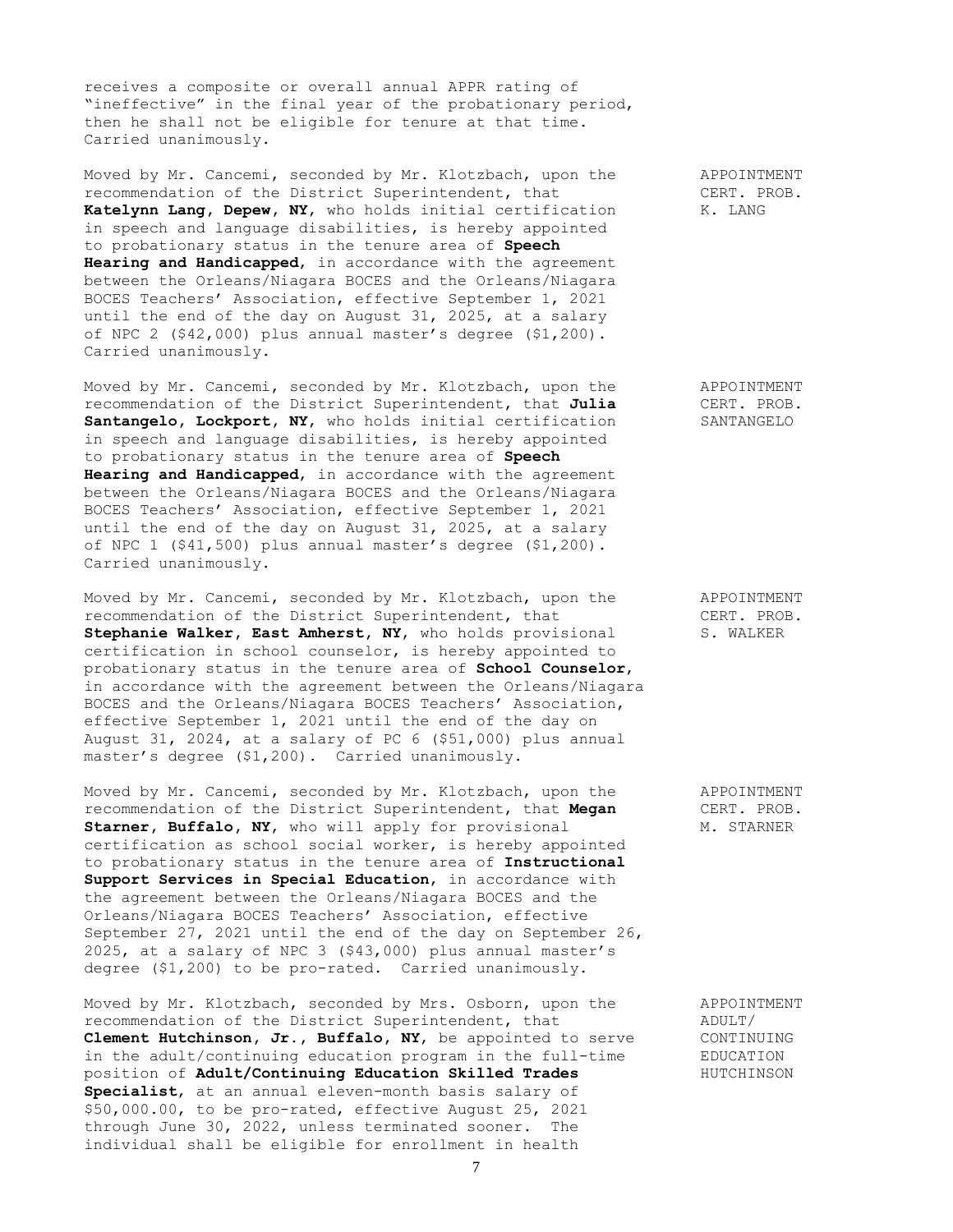receives a composite or overall annual APPR rating of "ineffective" in the final year of the probationary period, then he shall not be eligible for tenure at that time. Carried unanimously.

APPOINTMENT CERT. PROB. K. LANG

Moved by Mr. Cancemi, seconded by Mr. Klotzbach, upon the recommendation of the District Superintendent, that **Katelynn Lang, Depew, NY**, who holds initial certification in speech and language disabilities, is hereby appointed to probationary status in the tenure area of **Speech Hearing and Handicapped**, in accordance with the agreement between the Orleans/Niagara BOCES and the Orleans/Niagara BOCES Teachers' Association, effective September 1, 2021 until the end of the day on August 31, 2025, at a salary of NPC 2 ($42,000) plus annual master's degree ($1,200). Carried unanimously.

APPOINTMENT CERT. PROB. SANTANGELO

Moved by Mr. Cancemi, seconded by Mr. Klotzbach, upon the recommendation of the District Superintendent, that **Julia Santangelo, Lockport, NY**, who holds initial certification in speech and language disabilities, is hereby appointed to probationary status in the tenure area of **Speech Hearing and Handicapped**, in accordance with the agreement between the Orleans/Niagara BOCES and the Orleans/Niagara BOCES Teachers' Association, effective September 1, 2021 until the end of the day on August 31, 2025, at a salary of NPC 1 ($41,500) plus annual master's degree ($1,200). Carried unanimously.

APPOINTMENT CERT. PROB. S. WALKER

Moved by Mr. Cancemi, seconded by Mr. Klotzbach, upon the recommendation of the District Superintendent, that **Stephanie Walker, East Amherst, NY**, who holds provisional certification in school counselor, is hereby appointed to probationary status in the tenure area of **School Counselor**, in accordance with the agreement between the Orleans/Niagara BOCES and the Orleans/Niagara BOCES Teachers' Association, effective September 1, 2021 until the end of the day on August 31, 2024, at a salary of PC 6 ($51,000) plus annual master's degree ($1,200). Carried unanimously.

APPOINTMENT CERT. PROB. M. STARNER

Moved by Mr. Cancemi, seconded by Mr. Klotzbach, upon the recommendation of the District Superintendent, that **Megan Starner, Buffalo, NY**, who will apply for provisional certification as school social worker, is hereby appointed to probationary status in the tenure area of **Instructional Support Services in Special Education**, in accordance with the agreement between the Orleans/Niagara BOCES and the Orleans/Niagara BOCES Teachers' Association, effective September 27, 2021 until the end of the day on September 26, 2025, at a salary of NPC 3 ($43,000) plus annual master's degree ($1,200) to be pro-rated. Carried unanimously.

APPOINTMENT ADULT/ CONTINUING EDUCATION HUTCHINSON

Moved by Mr. Klotzbach, seconded by Mrs. Osborn, upon the recommendation of the District Superintendent, that **Clement Hutchinson, Jr., Buffalo, NY**, be appointed to serve in the adult/continuing education program in the full-time position of **Adult/Continuing Education Skilled Trades Specialist**, at an annual eleven-month basis salary of $50,000.00, to be pro-rated, effective August 25, 2021 through June 30, 2022, unless terminated sooner. The individual shall be eligible for enrollment in health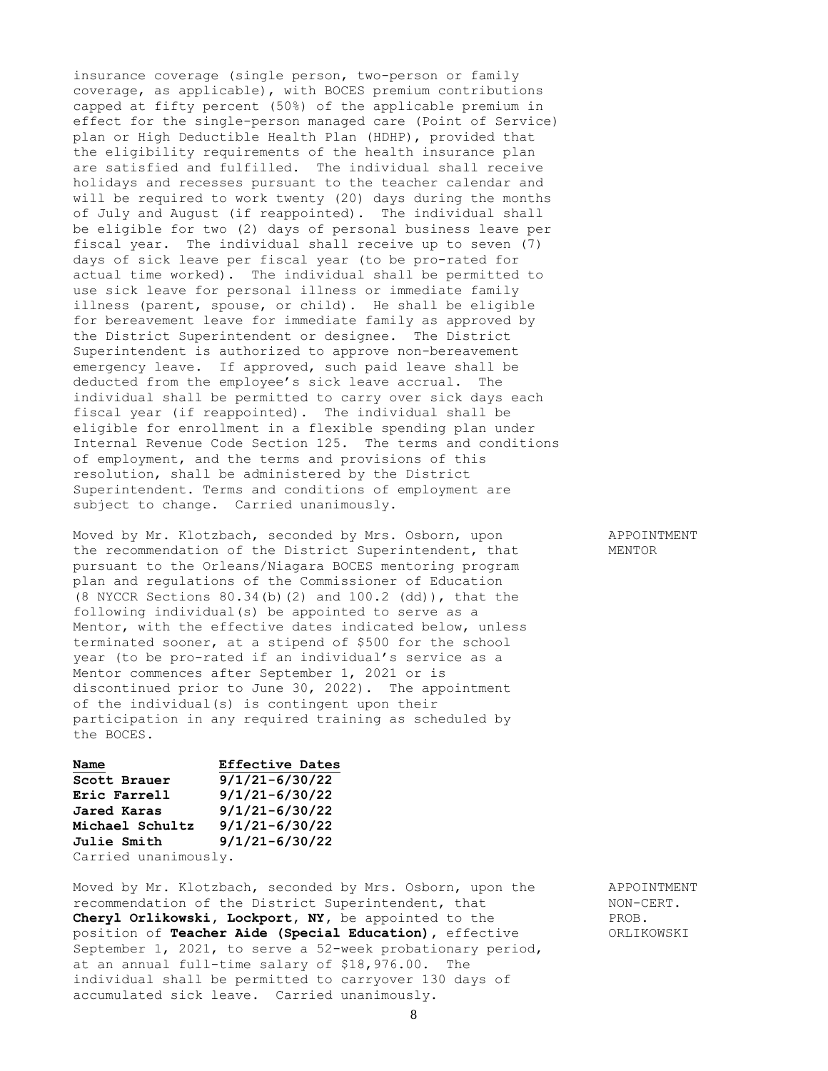insurance coverage (single person, two-person or family coverage, as applicable), with BOCES premium contributions capped at fifty percent (50%) of the applicable premium in effect for the single-person managed care (Point of Service) plan or High Deductible Health Plan (HDHP), provided that the eligibility requirements of the health insurance plan are satisfied and fulfilled. The individual shall receive holidays and recesses pursuant to the teacher calendar and will be required to work twenty (20) days during the months of July and August (if reappointed). The individual shall be eligible for two (2) days of personal business leave per fiscal year. The individual shall receive up to seven (7) days of sick leave per fiscal year (to be pro-rated for actual time worked). The individual shall be permitted to use sick leave for personal illness or immediate family illness (parent, spouse, or child). He shall be eligible for bereavement leave for immediate family as approved by the District Superintendent or designee. The District Superintendent is authorized to approve non-bereavement emergency leave. If approved, such paid leave shall be deducted from the employee's sick leave accrual. The individual shall be permitted to carry over sick days each fiscal year (if reappointed). The individual shall be eligible for enrollment in a flexible spending plan under Internal Revenue Code Section 125. The terms and conditions of employment, and the terms and provisions of this resolution, shall be administered by the District Superintendent. Terms and conditions of employment are subject to change. Carried unanimously.

APPOINTMENT
MENTOR

Moved by Mr. Klotzbach, seconded by Mrs. Osborn, upon the recommendation of the District Superintendent, that pursuant to the Orleans/Niagara BOCES mentoring program plan and regulations of the Commissioner of Education (8 NYCCR Sections 80.34(b)(2) and 100.2 (dd)), that the following individual(s) be appointed to serve as a Mentor, with the effective dates indicated below, unless terminated sooner, at a stipend of $500 for the school year (to be pro-rated if an individual's service as a Mentor commences after September 1, 2021 or is discontinued prior to June 30, 2022). The appointment of the individual(s) is contingent upon their participation in any required training as scheduled by the BOCES.

| Name | Effective Dates |
|---|---|
| **Scott Brauer** | **9/1/21-6/30/22** |
| **Eric Farrell** | **9/1/21-6/30/22** |
| **Jared Karas** | **9/1/21-6/30/22** |
| **Michael Schultz** | **9/1/21-6/30/22** |
| **Julie Smith** | **9/1/21-6/30/22** |

Carried unanimously.

APPOINTMENT
NON-CERT.
PROB.
ORLIKOWSKI

Moved by Mr. Klotzbach, seconded by Mrs. Osborn, upon the recommendation of the District Superintendent, that **Cheryl Orlikowski, Lockport, NY,** be appointed to the position of **Teacher Aide (Special Education),** effective September 1, 2021, to serve a 52-week probationary period, at an annual full-time salary of $18,976.00. The individual shall be permitted to carryover 130 days of accumulated sick leave. Carried unanimously.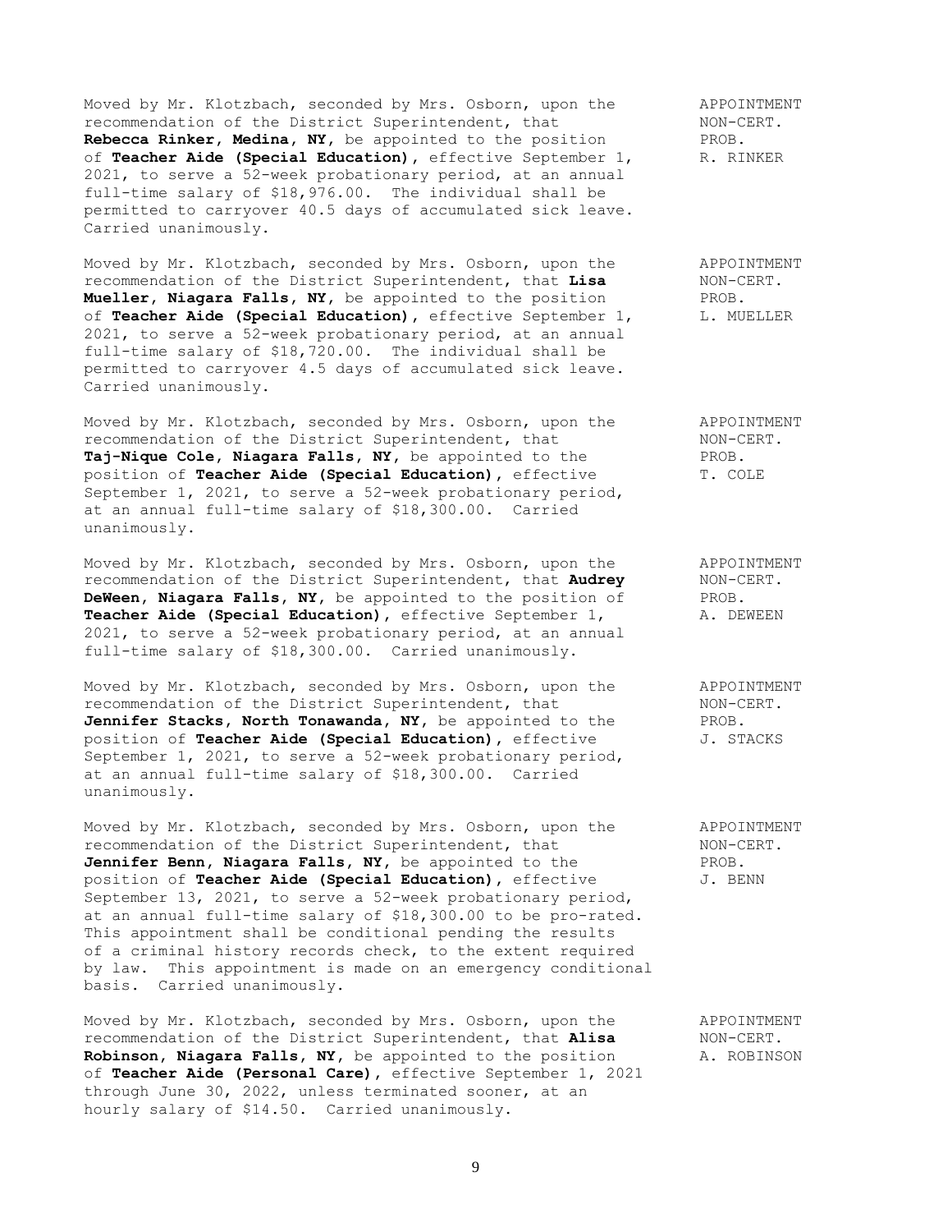Moved by Mr. Klotzbach, seconded by Mrs. Osborn, upon the recommendation of the District Superintendent, that **Rebecca Rinker, Medina, NY,** be appointed to the position of **Teacher Aide (Special Education),** effective September 1, 2021, to serve a 52-week probationary period, at an annual full-time salary of $18,976.00. The individual shall be permitted to carryover 40.5 days of accumulated sick leave. Carried unanimously.

APPOINTMENT
NON-CERT.
PROB.
R. RINKER

Moved by Mr. Klotzbach, seconded by Mrs. Osborn, upon the recommendation of the District Superintendent, that **Lisa Mueller, Niagara Falls, NY,** be appointed to the position of **Teacher Aide (Special Education),** effective September 1, 2021, to serve a 52-week probationary period, at an annual full-time salary of $18,720.00. The individual shall be permitted to carryover 4.5 days of accumulated sick leave. Carried unanimously.

APPOINTMENT
NON-CERT.
PROB.
L. MUELLER

Moved by Mr. Klotzbach, seconded by Mrs. Osborn, upon the recommendation of the District Superintendent, that **Taj-Nique Cole, Niagara Falls, NY,** be appointed to the position of **Teacher Aide (Special Education),** effective September 1, 2021, to serve a 52-week probationary period, at an annual full-time salary of $18,300.00. Carried unanimously.

APPOINTMENT
NON-CERT.
PROB.
T. COLE

Moved by Mr. Klotzbach, seconded by Mrs. Osborn, upon the recommendation of the District Superintendent, that **Audrey DeWeen, Niagara Falls, NY,** be appointed to the position of **Teacher Aide (Special Education),** effective September 1, 2021, to serve a 52-week probationary period, at an annual full-time salary of $18,300.00. Carried unanimously.

APPOINTMENT
NON-CERT.
PROB.
A. DEWEEN

Moved by Mr. Klotzbach, seconded by Mrs. Osborn, upon the recommendation of the District Superintendent, that **Jennifer Stacks, North Tonawanda, NY,** be appointed to the position of **Teacher Aide (Special Education),** effective September 1, 2021, to serve a 52-week probationary period, at an annual full-time salary of $18,300.00. Carried unanimously.

APPOINTMENT
NON-CERT.
PROB.
J. STACKS

Moved by Mr. Klotzbach, seconded by Mrs. Osborn, upon the recommendation of the District Superintendent, that **Jennifer Benn, Niagara Falls, NY,** be appointed to the position of **Teacher Aide (Special Education),** effective September 13, 2021, to serve a 52-week probationary period, at an annual full-time salary of $18,300.00 to be pro-rated. This appointment shall be conditional pending the results of a criminal history records check, to the extent required by law. This appointment is made on an emergency conditional basis. Carried unanimously.

APPOINTMENT
NON-CERT.
PROB.
J. BENN

Moved by Mr. Klotzbach, seconded by Mrs. Osborn, upon the recommendation of the District Superintendent, that **Alisa Robinson, Niagara Falls, NY,** be appointed to the position of **Teacher Aide (Personal Care),** effective September 1, 2021 through June 30, 2022, unless terminated sooner, at an hourly salary of $14.50. Carried unanimously.

APPOINTMENT
NON-CERT.
A. ROBINSON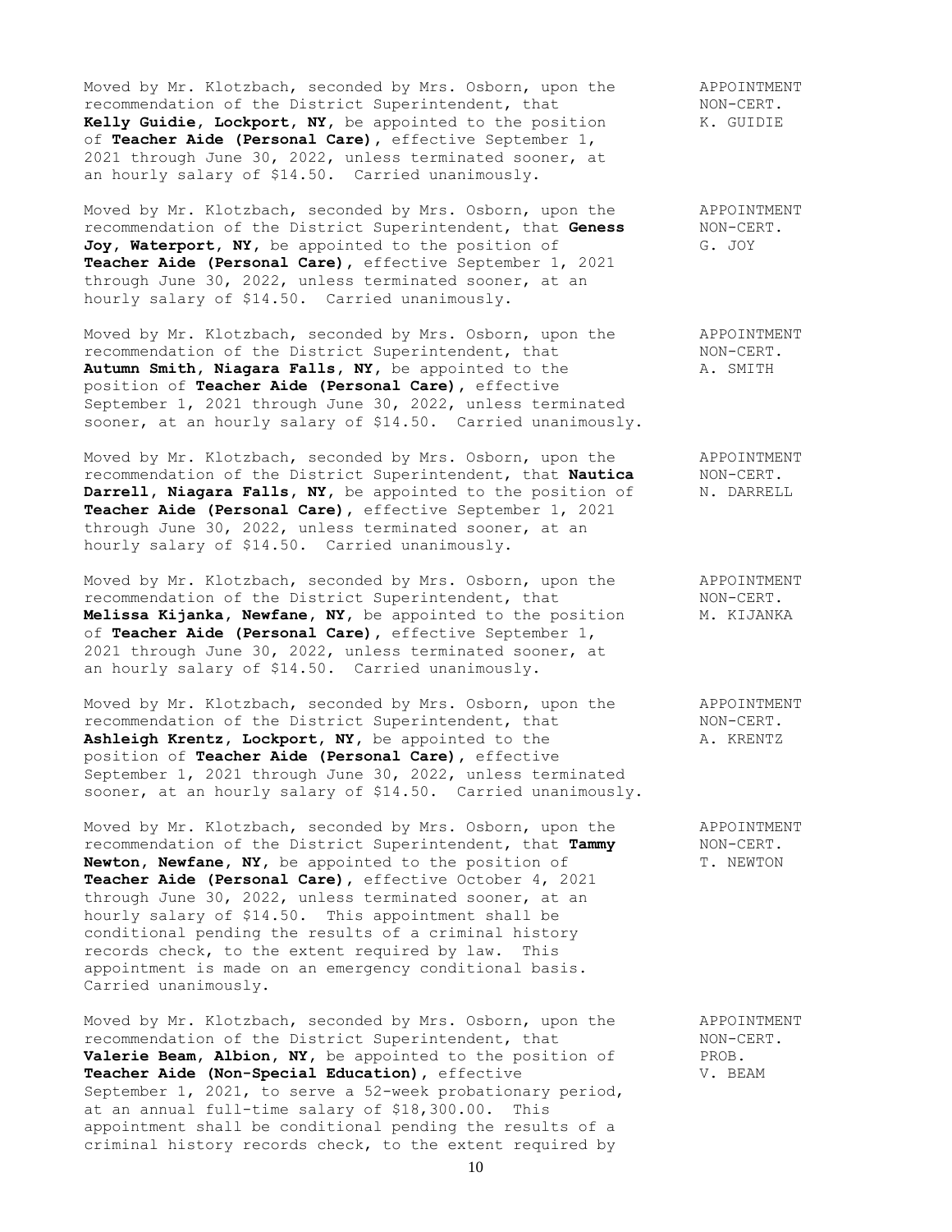Moved by Mr. Klotzbach, seconded by Mrs. Osborn, upon the recommendation of the District Superintendent, that **Kelly Guidie, Lockport, NY,** be appointed to the position of **Teacher Aide (Personal Care),** effective September 1, 2021 through June 30, 2022, unless terminated sooner, at an hourly salary of $14.50. Carried unanimously.

APPOINTMENT
NON-CERT.
K. GUIDIE

Moved by Mr. Klotzbach, seconded by Mrs. Osborn, upon the recommendation of the District Superintendent, that **Geness Joy, Waterport, NY,** be appointed to the position of **Teacher Aide (Personal Care),** effective September 1, 2021 through June 30, 2022, unless terminated sooner, at an hourly salary of $14.50. Carried unanimously.

APPOINTMENT
NON-CERT.
G. JOY

Moved by Mr. Klotzbach, seconded by Mrs. Osborn, upon the recommendation of the District Superintendent, that **Autumn Smith, Niagara Falls, NY,** be appointed to the position of **Teacher Aide (Personal Care),** effective September 1, 2021 through June 30, 2022, unless terminated sooner, at an hourly salary of $14.50. Carried unanimously.

APPOINTMENT
NON-CERT.
A. SMITH

Moved by Mr. Klotzbach, seconded by Mrs. Osborn, upon the recommendation of the District Superintendent, that **Nautica Darrell, Niagara Falls, NY,** be appointed to the position of **Teacher Aide (Personal Care),** effective September 1, 2021 through June 30, 2022, unless terminated sooner, at an hourly salary of $14.50. Carried unanimously.

APPOINTMENT
NON-CERT.
N. DARRELL

Moved by Mr. Klotzbach, seconded by Mrs. Osborn, upon the recommendation of the District Superintendent, that **Melissa Kijanka, Newfane, NY,** be appointed to the position of **Teacher Aide (Personal Care),** effective September 1, 2021 through June 30, 2022, unless terminated sooner, at an hourly salary of $14.50. Carried unanimously.

APPOINTMENT
NON-CERT.
M. KIJANKA

Moved by Mr. Klotzbach, seconded by Mrs. Osborn, upon the recommendation of the District Superintendent, that **Ashleigh Krentz, Lockport, NY,** be appointed to the position of **Teacher Aide (Personal Care),** effective September 1, 2021 through June 30, 2022, unless terminated sooner, at an hourly salary of $14.50. Carried unanimously.

APPOINTMENT
NON-CERT.
A. KRENTZ

Moved by Mr. Klotzbach, seconded by Mrs. Osborn, upon the recommendation of the District Superintendent, that **Tammy Newton, Newfane, NY,** be appointed to the position of **Teacher Aide (Personal Care),** effective October 4, 2021 through June 30, 2022, unless terminated sooner, at an hourly salary of $14.50. This appointment shall be conditional pending the results of a criminal history records check, to the extent required by law. This appointment is made on an emergency conditional basis. Carried unanimously.

APPOINTMENT
NON-CERT.
T. NEWTON

Moved by Mr. Klotzbach, seconded by Mrs. Osborn, upon the recommendation of the District Superintendent, that **Valerie Beam, Albion, NY,** be appointed to the position of **Teacher Aide (Non-Special Education),** effective September 1, 2021, to serve a 52-week probationary period, at an annual full-time salary of $18,300.00. This appointment shall be conditional pending the results of a criminal history records check, to the extent required by

APPOINTMENT
NON-CERT.
PROB.
V. BEAM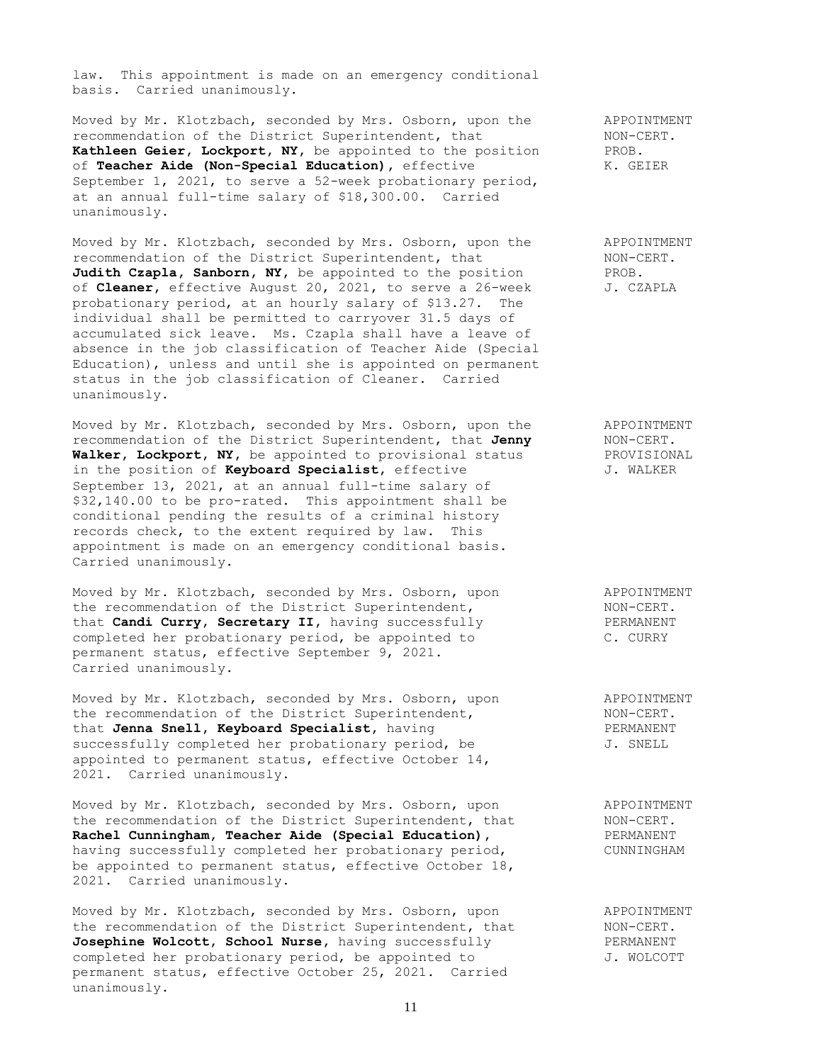law. This appointment is made on an emergency conditional basis. Carried unanimously.

Moved by Mr. Klotzbach, seconded by Mrs. Osborn, upon the recommendation of the District Superintendent, that **Kathleen Geier, Lockport, NY**, be appointed to the position of **Teacher Aide (Non-Special Education)**, effective September 1, 2021, to serve a 52-week probationary period, at an annual full-time salary of $18,300.00. Carried unanimously.

APPOINTMENT
NON-CERT.
PROB.
K. GEIER

Moved by Mr. Klotzbach, seconded by Mrs. Osborn, upon the recommendation of the District Superintendent, that **Judith Czapla, Sanborn, NY**, be appointed to the position of **Cleaner**, effective August 20, 2021, to serve a 26-week probationary period, at an hourly salary of $13.27. The individual shall be permitted to carryover 31.5 days of accumulated sick leave. Ms. Czapla shall have a leave of absence in the job classification of Teacher Aide (Special Education), unless and until she is appointed on permanent status in the job classification of Cleaner. Carried unanimously.

APPOINTMENT
NON-CERT.
PROB.
J. CZAPLA

Moved by Mr. Klotzbach, seconded by Mrs. Osborn, upon the recommendation of the District Superintendent, that **Jenny Walker, Lockport, NY**, be appointed to provisional status in the position of **Keyboard Specialist**, effective September 13, 2021, at an annual full-time salary of $32,140.00 to be pro-rated. This appointment shall be conditional pending the results of a criminal history records check, to the extent required by law. This appointment is made on an emergency conditional basis. Carried unanimously.

APPOINTMENT
NON-CERT.
PROVISIONAL
J. WALKER

Moved by Mr. Klotzbach, seconded by Mrs. Osborn, upon the recommendation of the District Superintendent, that **Candi Curry, Secretary II**, having successfully completed her probationary period, be appointed to permanent status, effective September 9, 2021. Carried unanimously.

APPOINTMENT
NON-CERT.
PERMANENT
C. CURRY

Moved by Mr. Klotzbach, seconded by Mrs. Osborn, upon the recommendation of the District Superintendent, that **Jenna Snell, Keyboard Specialist**, having successfully completed her probationary period, be appointed to permanent status, effective October 14, 2021. Carried unanimously.

APPOINTMENT
NON-CERT.
PERMANENT
J. SNELL

Moved by Mr. Klotzbach, seconded by Mrs. Osborn, upon the recommendation of the District Superintendent, that **Rachel Cunningham, Teacher Aide (Special Education)**, having successfully completed her probationary period, be appointed to permanent status, effective October 18, 2021. Carried unanimously.

APPOINTMENT
NON-CERT.
PERMANENT
CUNNINGHAM

Moved by Mr. Klotzbach, seconded by Mrs. Osborn, upon the recommendation of the District Superintendent, that **Josephine Wolcott, School Nurse**, having successfully completed her probationary period, be appointed to permanent status, effective October 25, 2021. Carried unanimously.

APPOINTMENT
NON-CERT.
PERMANENT
J. WOLCOTT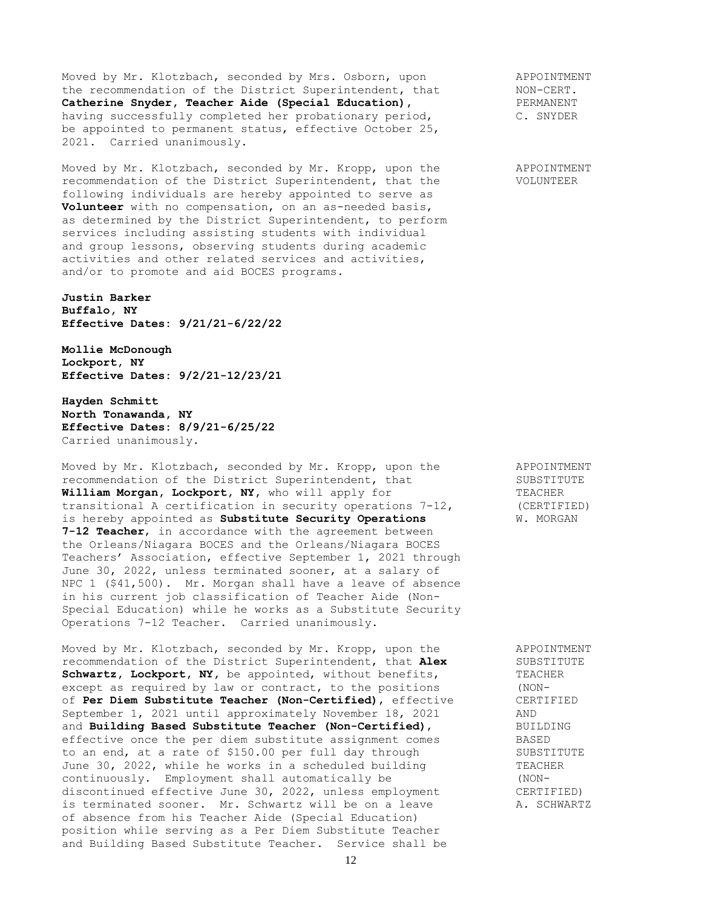Moved by Mr. Klotzbach, seconded by Mrs. Osborn, upon the recommendation of the District Superintendent, that **Catherine Snyder, Teacher Aide (Special Education)**, having successfully completed her probationary period, be appointed to permanent status, effective October 25, 2021. Carried unanimously.

APPOINTMENT NON-CERT. PERMANENT C. SNYDER

Moved by Mr. Klotzbach, seconded by Mr. Kropp, upon the recommendation of the District Superintendent, that the following individuals are hereby appointed to serve as **Volunteer** with no compensation, on an as-needed basis, as determined by the District Superintendent, to perform services including assisting students with individual and group lessons, observing students during academic activities and other related services and activities, and/or to promote and aid BOCES programs.

APPOINTMENT VOLUNTEER

**Justin Barker**
**Buffalo, NY**
**Effective Dates: 9/21/21-6/22/22**

**Mollie McDonough**
**Lockport, NY**
**Effective Dates: 9/2/21-12/23/21**

**Hayden Schmitt**
**North Tonawanda, NY**
**Effective Dates: 8/9/21-6/25/22**
Carried unanimously.

Moved by Mr. Klotzbach, seconded by Mr. Kropp, upon the recommendation of the District Superintendent, that **William Morgan, Lockport, NY**, who will apply for transitional A certification in security operations 7-12, is hereby appointed as **Substitute Security Operations 7-12 Teacher**, in accordance with the agreement between the Orleans/Niagara BOCES and the Orleans/Niagara BOCES Teachers' Association, effective September 1, 2021 through June 30, 2022, unless terminated sooner, at a salary of NPC 1 ($41,500). Mr. Morgan shall have a leave of absence in his current job classification of Teacher Aide (Non-Special Education) while he works as a Substitute Security Operations 7-12 Teacher. Carried unanimously.

APPOINTMENT SUBSTITUTE TEACHER (CERTIFIED) W. MORGAN

Moved by Mr. Klotzbach, seconded by Mr. Kropp, upon the recommendation of the District Superintendent, that **Alex Schwartz, Lockport, NY**, be appointed, without benefits, except as required by law or contract, to the positions of **Per Diem Substitute Teacher (Non-Certified)**, effective September 1, 2021 until approximately November 18, 2021 and **Building Based Substitute Teacher (Non-Certified)**, effective once the per diem substitute assignment comes to an end, at a rate of $150.00 per full day through June 30, 2022, while he works in a scheduled building continuously. Employment shall automatically be discontinued effective June 30, 2022, unless employment is terminated sooner. Mr. Schwartz will be on a leave of absence from his Teacher Aide (Special Education) position while serving as a Per Diem Substitute Teacher and Building Based Substitute Teacher. Service shall be

APPOINTMENT SUBSTITUTE TEACHER (NON-CERTIFIED AND BUILDING BASED SUBSTITUTE TEACHER (NON-CERTIFIED) A. SCHWARTZ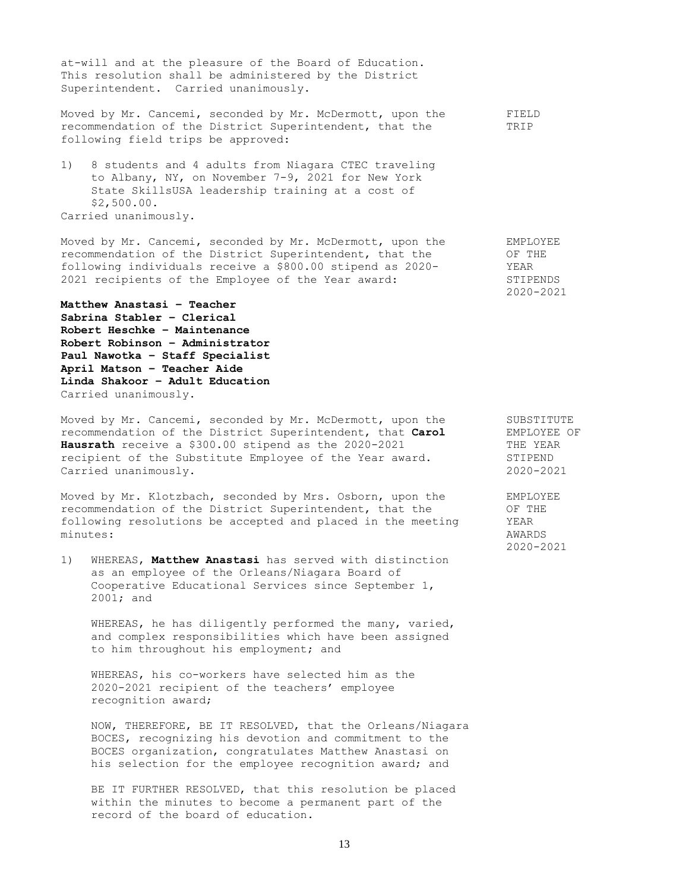at-will and at the pleasure of the Board of Education. This resolution shall be administered by the District Superintendent. Carried unanimously.

**FIELD TRIP**

Moved by Mr. Cancemi, seconded by Mr. McDermott, upon the recommendation of the District Superintendent, that the following field trips be approved:

1) 8 students and 4 adults from Niagara CTEC traveling to Albany, NY, on November 7-9, 2021 for New York State SkillsUSA leadership training at a cost of $2,500.00.

Carried unanimously.

**EMPLOYEE OF THE YEAR STIPENDS 2020-2021**

Moved by Mr. Cancemi, seconded by Mr. McDermott, upon the recommendation of the District Superintendent, that the following individuals receive a $800.00 stipend as 2020-2021 recipients of the Employee of the Year award:

**Matthew Anastasi – Teacher**
**Sabrina Stabler – Clerical**
**Robert Heschke – Maintenance**
**Robert Robinson – Administrator**
**Paul Nawotka – Staff Specialist**
**April Matson – Teacher Aide**
**Linda Shakoor – Adult Education**

Carried unanimously.

**SUBSTITUTE EMPLOYEE OF THE YEAR STIPEND 2020-2021**

Moved by Mr. Cancemi, seconded by Mr. McDermott, upon the recommendation of the District Superintendent, that **Carol Hausrath** receive a $300.00 stipend as the 2020-2021 recipient of the Substitute Employee of the Year award. Carried unanimously.

**EMPLOYEE OF THE YEAR AWARDS 2020-2021**

Moved by Mr. Klotzbach, seconded by Mrs. Osborn, upon the recommendation of the District Superintendent, that the following resolutions be accepted and placed in the meeting minutes:

1) WHEREAS, **Matthew Anastasi** has served with distinction as an employee of the Orleans/Niagara Board of Cooperative Educational Services since September 1, 2001; and

   WHEREAS, he has diligently performed the many, varied, and complex responsibilities which have been assigned to him throughout his employment; and

   WHEREAS, his co-workers have selected him as the 2020-2021 recipient of the teachers' employee recognition award;

   NOW, THEREFORE, BE IT RESOLVED, that the Orleans/Niagara BOCES, recognizing his devotion and commitment to the BOCES organization, congratulates Matthew Anastasi on his selection for the employee recognition award; and

   BE IT FURTHER RESOLVED, that this resolution be placed within the minutes to become a permanent part of the record of the board of education.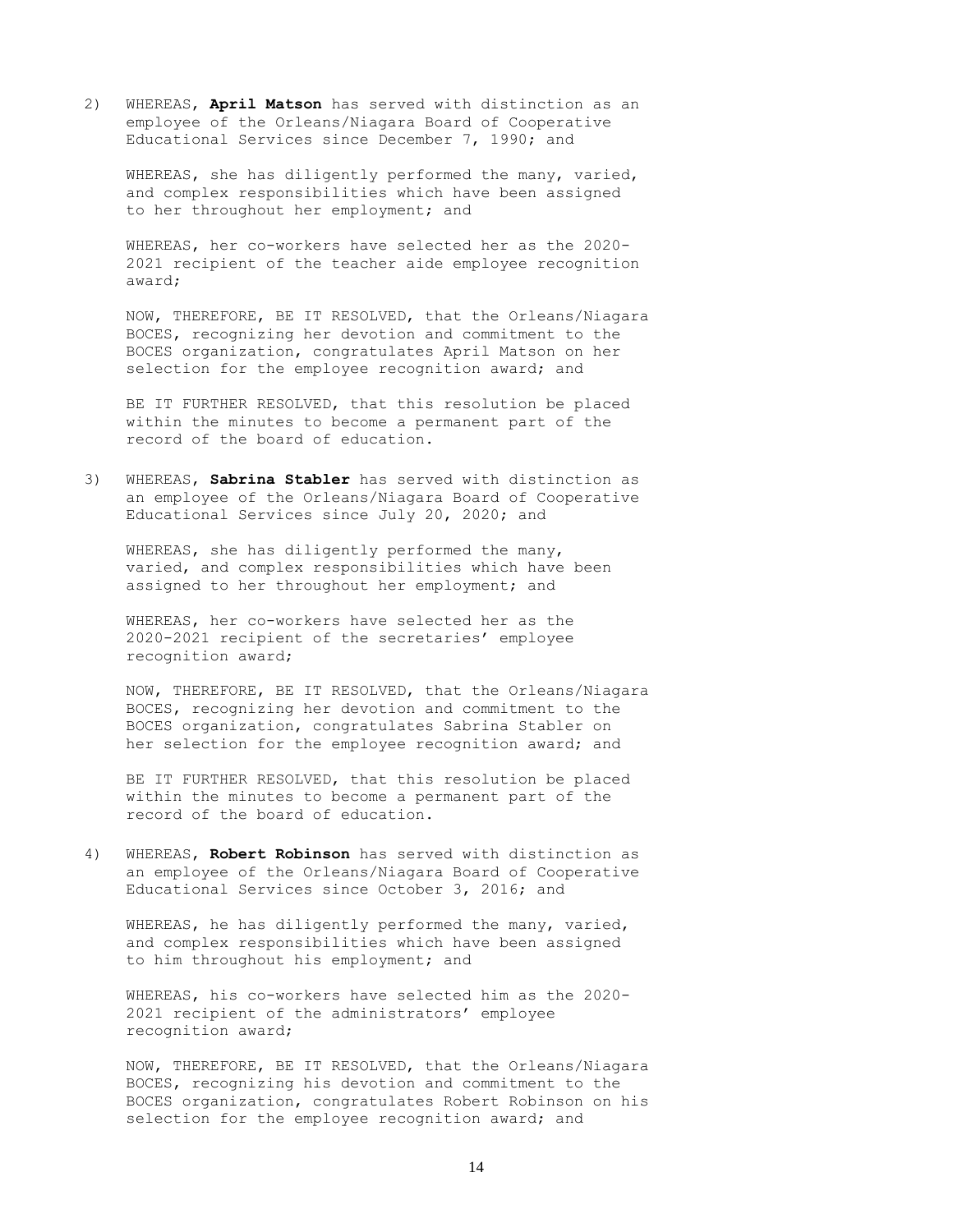2) WHEREAS, **April Matson** has served with distinction as an employee of the Orleans/Niagara Board of Cooperative Educational Services since December 7, 1990; and

   WHEREAS, she has diligently performed the many, varied, and complex responsibilities which have been assigned to her throughout her employment; and

   WHEREAS, her co-workers have selected her as the 2020-2021 recipient of the teacher aide employee recognition award;

   NOW, THEREFORE, BE IT RESOLVED, that the Orleans/Niagara BOCES, recognizing her devotion and commitment to the BOCES organization, congratulates April Matson on her selection for the employee recognition award; and

   BE IT FURTHER RESOLVED, that this resolution be placed within the minutes to become a permanent part of the record of the board of education.

3) WHEREAS, **Sabrina Stabler** has served with distinction as an employee of the Orleans/Niagara Board of Cooperative Educational Services since July 20, 2020; and

   WHEREAS, she has diligently performed the many, varied, and complex responsibilities which have been assigned to her throughout her employment; and

   WHEREAS, her co-workers have selected her as the 2020-2021 recipient of the secretaries' employee recognition award;

   NOW, THEREFORE, BE IT RESOLVED, that the Orleans/Niagara BOCES, recognizing her devotion and commitment to the BOCES organization, congratulates Sabrina Stabler on her selection for the employee recognition award; and

   BE IT FURTHER RESOLVED, that this resolution be placed within the minutes to become a permanent part of the record of the board of education.

4) WHEREAS, **Robert Robinson** has served with distinction as an employee of the Orleans/Niagara Board of Cooperative Educational Services since October 3, 2016; and

   WHEREAS, he has diligently performed the many, varied, and complex responsibilities which have been assigned to him throughout his employment; and

   WHEREAS, his co-workers have selected him as the 2020-2021 recipient of the administrators' employee recognition award;

   NOW, THEREFORE, BE IT RESOLVED, that the Orleans/Niagara BOCES, recognizing his devotion and commitment to the BOCES organization, congratulates Robert Robinson on his selection for the employee recognition award; and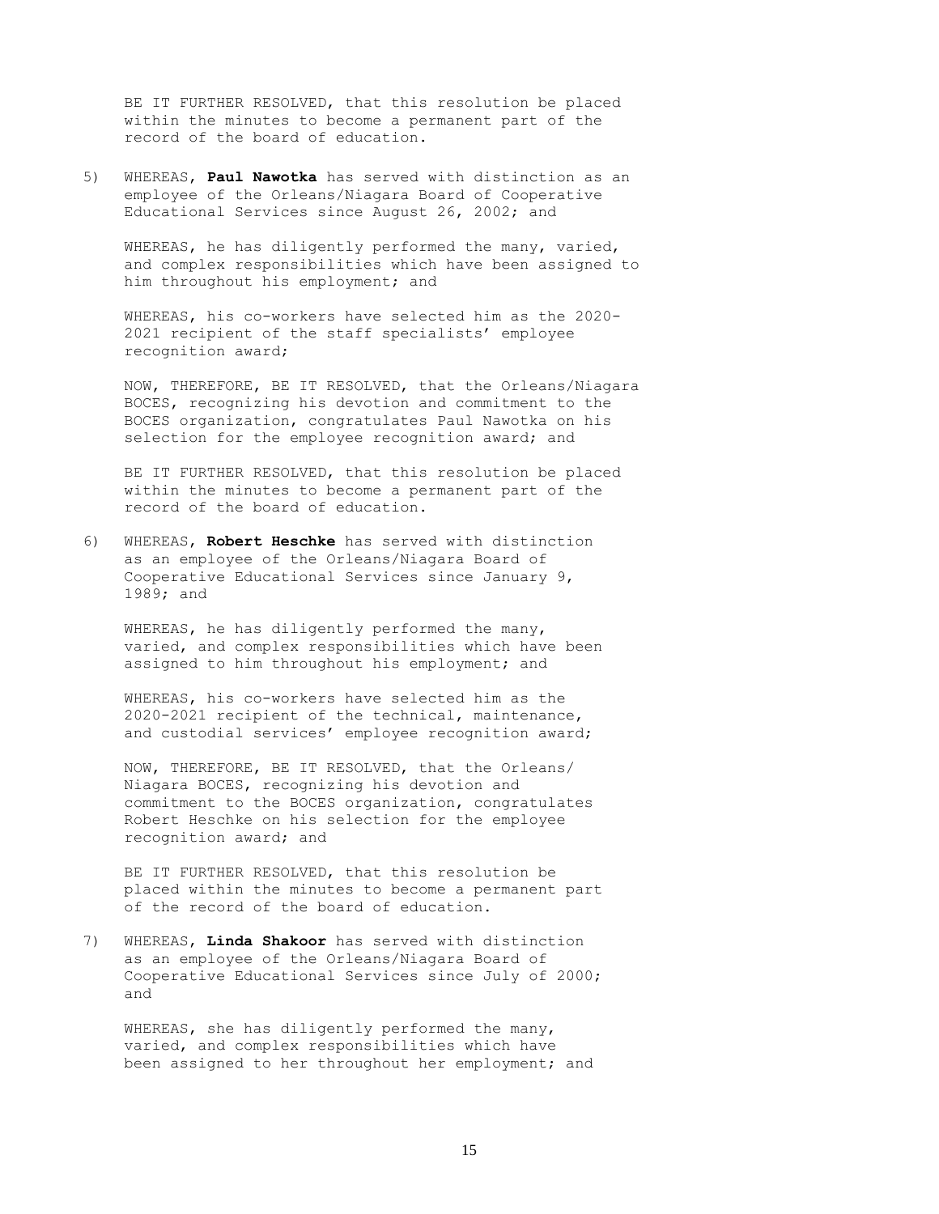BE IT FURTHER RESOLVED, that this resolution be placed within the minutes to become a permanent part of the record of the board of education.

5) WHEREAS, **Paul Nawotka** has served with distinction as an employee of the Orleans/Niagara Board of Cooperative Educational Services since August 26, 2002; and

   WHEREAS, he has diligently performed the many, varied, and complex responsibilities which have been assigned to him throughout his employment; and

   WHEREAS, his co-workers have selected him as the 2020-2021 recipient of the staff specialists' employee recognition award;

   NOW, THEREFORE, BE IT RESOLVED, that the Orleans/Niagara BOCES, recognizing his devotion and commitment to the BOCES organization, congratulates Paul Nawotka on his selection for the employee recognition award; and

   BE IT FURTHER RESOLVED, that this resolution be placed within the minutes to become a permanent part of the record of the board of education.

6) WHEREAS, **Robert Heschke** has served with distinction as an employee of the Orleans/Niagara Board of Cooperative Educational Services since January 9, 1989; and

   WHEREAS, he has diligently performed the many, varied, and complex responsibilities which have been assigned to him throughout his employment; and

   WHEREAS, his co-workers have selected him as the 2020-2021 recipient of the technical, maintenance, and custodial services' employee recognition award;

   NOW, THEREFORE, BE IT RESOLVED, that the Orleans/ Niagara BOCES, recognizing his devotion and commitment to the BOCES organization, congratulates Robert Heschke on his selection for the employee recognition award; and

   BE IT FURTHER RESOLVED, that this resolution be placed within the minutes to become a permanent part of the record of the board of education.

7) WHEREAS, **Linda Shakoor** has served with distinction as an employee of the Orleans/Niagara Board of Cooperative Educational Services since July of 2000; and

   WHEREAS, she has diligently performed the many, varied, and complex responsibilities which have been assigned to her throughout her employment; and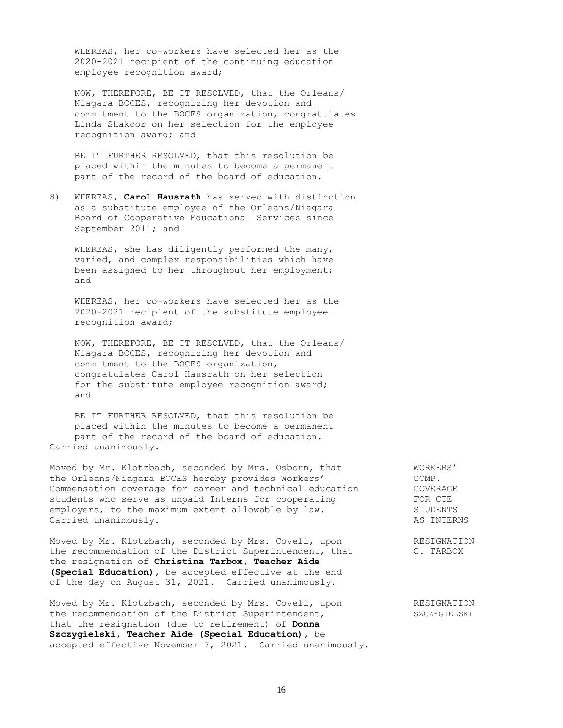WHEREAS, her co-workers have selected her as the 2020-2021 recipient of the continuing education employee recognition award;

NOW, THEREFORE, BE IT RESOLVED, that the Orleans/ Niagara BOCES, recognizing her devotion and commitment to the BOCES organization, congratulates Linda Shakoor on her selection for the employee recognition award; and

BE IT FURTHER RESOLVED, that this resolution be placed within the minutes to become a permanent part of the record of the board of education.

8) WHEREAS, **Carol Hausrath** has served with distinction as a substitute employee of the Orleans/Niagara Board of Cooperative Educational Services since September 2011; and

WHEREAS, she has diligently performed the many, varied, and complex responsibilities which have been assigned to her throughout her employment; and

WHEREAS, her co-workers have selected her as the 2020-2021 recipient of the substitute employee recognition award;

NOW, THEREFORE, BE IT RESOLVED, that the Orleans/ Niagara BOCES, recognizing her devotion and commitment to the BOCES organization, congratulates Carol Hausrath on her selection for the substitute employee recognition award; and

BE IT FURTHER RESOLVED, that this resolution be placed within the minutes to become a permanent part of the record of the board of education.

Carried unanimously.

WORKERS' COMP. COVERAGE FOR CTE STUDENTS AS INTERNS

Moved by Mr. Klotzbach, seconded by Mrs. Osborn, that the Orleans/Niagara BOCES hereby provides Workers' Compensation coverage for career and technical education students who serve as unpaid Interns for cooperating employers, to the maximum extent allowable by law. Carried unanimously.

RESIGNATION C. TARBOX

Moved by Mr. Klotzbach, seconded by Mrs. Covell, upon the recommendation of the District Superintendent, that the resignation of **Christina Tarbox, Teacher Aide (Special Education)**, be accepted effective at the end of the day on August 31, 2021. Carried unanimously.

RESIGNATION SZCZYGIELSKI

Moved by Mr. Klotzbach, seconded by Mrs. Covell, upon the recommendation of the District Superintendent, that the resignation (due to retirement) of **Donna Szczygielski, Teacher Aide (Special Education)**, be accepted effective November 7, 2021. Carried unanimously.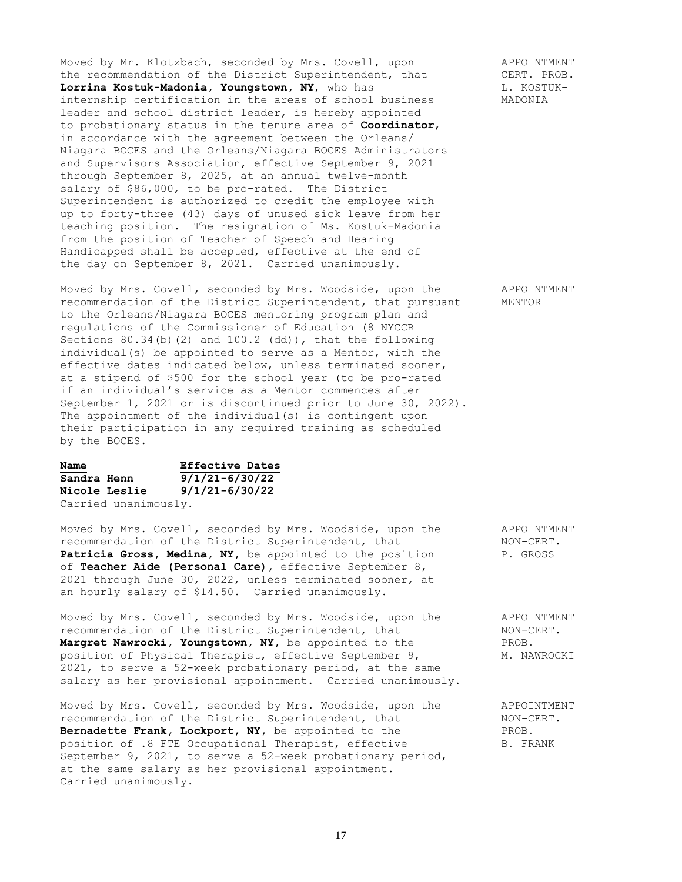Moved by Mr. Klotzbach, seconded by Mrs. Covell, upon the recommendation of the District Superintendent, that **Lorrina Kostuk-Madonia, Youngstown, NY**, who has internship certification in the areas of school business leader and school district leader, is hereby appointed to probationary status in the tenure area of **Coordinator**, in accordance with the agreement between the Orleans/ Niagara BOCES and the Orleans/Niagara BOCES Administrators and Supervisors Association, effective September 9, 2021 through September 8, 2025, at an annual twelve-month salary of $86,000, to be pro-rated. The District Superintendent is authorized to credit the employee with up to forty-three (43) days of unused sick leave from her teaching position. The resignation of Ms. Kostuk-Madonia from the position of Teacher of Speech and Hearing Handicapped shall be accepted, effective at the end of the day on September 8, 2021. Carried unanimously.

APPOINTMENT CERT. PROB. L. KOSTUK-MADONIA

Moved by Mrs. Covell, seconded by Mrs. Woodside, upon the recommendation of the District Superintendent, that pursuant to the Orleans/Niagara BOCES mentoring program plan and regulations of the Commissioner of Education (8 NYCCR Sections 80.34(b)(2) and 100.2 (dd)), that the following individual(s) be appointed to serve as a Mentor, with the effective dates indicated below, unless terminated sooner, at a stipend of $500 for the school year (to be pro-rated if an individual's service as a Mentor commences after September 1, 2021 or is discontinued prior to June 30, 2022). The appointment of the individual(s) is contingent upon their participation in any required training as scheduled by the BOCES.

APPOINTMENT MENTOR

| **Name** | **Effective Dates** |
|---|---|
| **Sandra Henn** | **9/1/21-6/30/22** |
| **Nicole Leslie** | **9/1/21-6/30/22** |

Carried unanimously.

Moved by Mrs. Covell, seconded by Mrs. Woodside, upon the recommendation of the District Superintendent, that **Patricia Gross, Medina, NY,** be appointed to the position of **Teacher Aide (Personal Care)**, effective September 8, 2021 through June 30, 2022, unless terminated sooner, at an hourly salary of $14.50. Carried unanimously.

APPOINTMENT NON-CERT. P. GROSS

Moved by Mrs. Covell, seconded by Mrs. Woodside, upon the recommendation of the District Superintendent, that **Margret Nawrocki, Youngstown, NY,** be appointed to the position of Physical Therapist, effective September 9, 2021, to serve a 52-week probationary period, at the same salary as her provisional appointment. Carried unanimously.

APPOINTMENT NON-CERT. PROB. M. NAWROCKI

Moved by Mrs. Covell, seconded by Mrs. Woodside, upon the recommendation of the District Superintendent, that **Bernadette Frank, Lockport, NY,** be appointed to the position of .8 FTE Occupational Therapist, effective September 9, 2021, to serve a 52-week probationary period, at the same salary as her provisional appointment. Carried unanimously.

APPOINTMENT NON-CERT. PROB. B. FRANK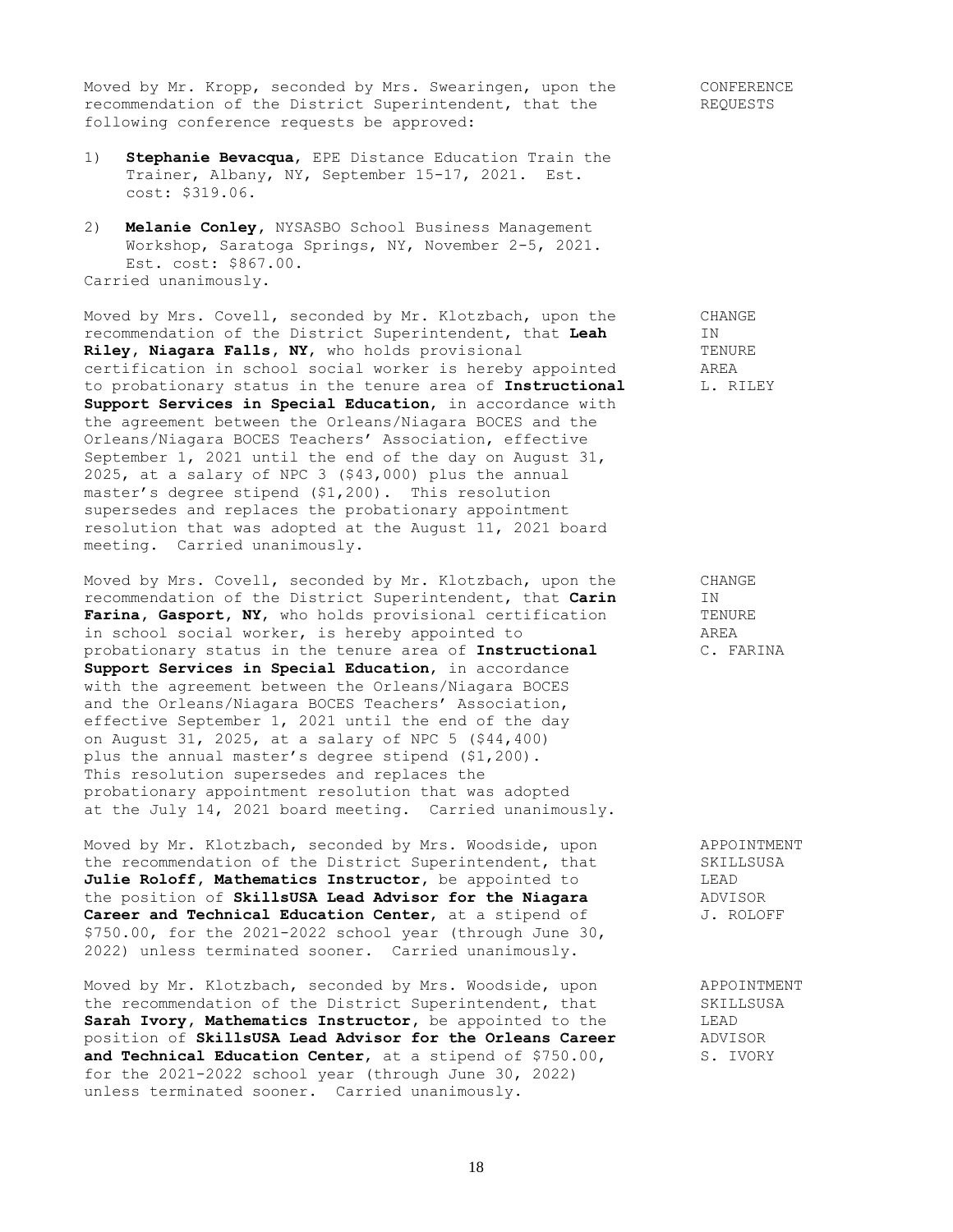Moved by Mr. Kropp, seconded by Mrs. Swearingen, upon the recommendation of the District Superintendent, that the following conference requests be approved:

CONFERENCE REQUESTS

1) **Stephanie Bevacqua**, EPE Distance Education Train the Trainer, Albany, NY, September 15-17, 2021. Est. cost: $319.06.

2) **Melanie Conley**, NYSASBO School Business Management Workshop, Saratoga Springs, NY, November 2-5, 2021. Est. cost: $867.00.

Carried unanimously.

Moved by Mrs. Covell, seconded by Mr. Klotzbach, upon the recommendation of the District Superintendent, that **Leah Riley, Niagara Falls, NY**, who holds provisional certification in school social worker is hereby appointed to probationary status in the tenure area of **Instructional Support Services in Special Education**, in accordance with the agreement between the Orleans/Niagara BOCES and the Orleans/Niagara BOCES Teachers' Association, effective September 1, 2021 until the end of the day on August 31, 2025, at a salary of NPC 3 ($43,000) plus the annual master's degree stipend ($1,200). This resolution supersedes and replaces the probationary appointment resolution that was adopted at the August 11, 2021 board meeting. Carried unanimously.

CHANGE IN TENURE AREA L. RILEY

Moved by Mrs. Covell, seconded by Mr. Klotzbach, upon the recommendation of the District Superintendent, that **Carin Farina, Gasport, NY**, who holds provisional certification in school social worker, is hereby appointed to probationary status in the tenure area of **Instructional Support Services in Special Education**, in accordance with the agreement between the Orleans/Niagara BOCES and the Orleans/Niagara BOCES Teachers' Association, effective September 1, 2021 until the end of the day on August 31, 2025, at a salary of NPC 5 ($44,400) plus the annual master's degree stipend ($1,200). This resolution supersedes and replaces the probationary appointment resolution that was adopted at the July 14, 2021 board meeting. Carried unanimously.

CHANGE IN TENURE AREA C. FARINA

Moved by Mr. Klotzbach, seconded by Mrs. Woodside, upon the recommendation of the District Superintendent, that **Julie Roloff, Mathematics Instructor**, be appointed to the position of **SkillsUSA Lead Advisor for the Niagara Career and Technical Education Center**, at a stipend of $750.00, for the 2021-2022 school year (through June 30, 2022) unless terminated sooner. Carried unanimously.

APPOINTMENT SKILLSUSA LEAD ADVISOR J. ROLOFF

Moved by Mr. Klotzbach, seconded by Mrs. Woodside, upon the recommendation of the District Superintendent, that **Sarah Ivory, Mathematics Instructor**, be appointed to the position of **SkillsUSA Lead Advisor for the Orleans Career and Technical Education Center**, at a stipend of $750.00, for the 2021-2022 school year (through June 30, 2022) unless terminated sooner. Carried unanimously.

APPOINTMENT SKILLSUSA LEAD ADVISOR S. IVORY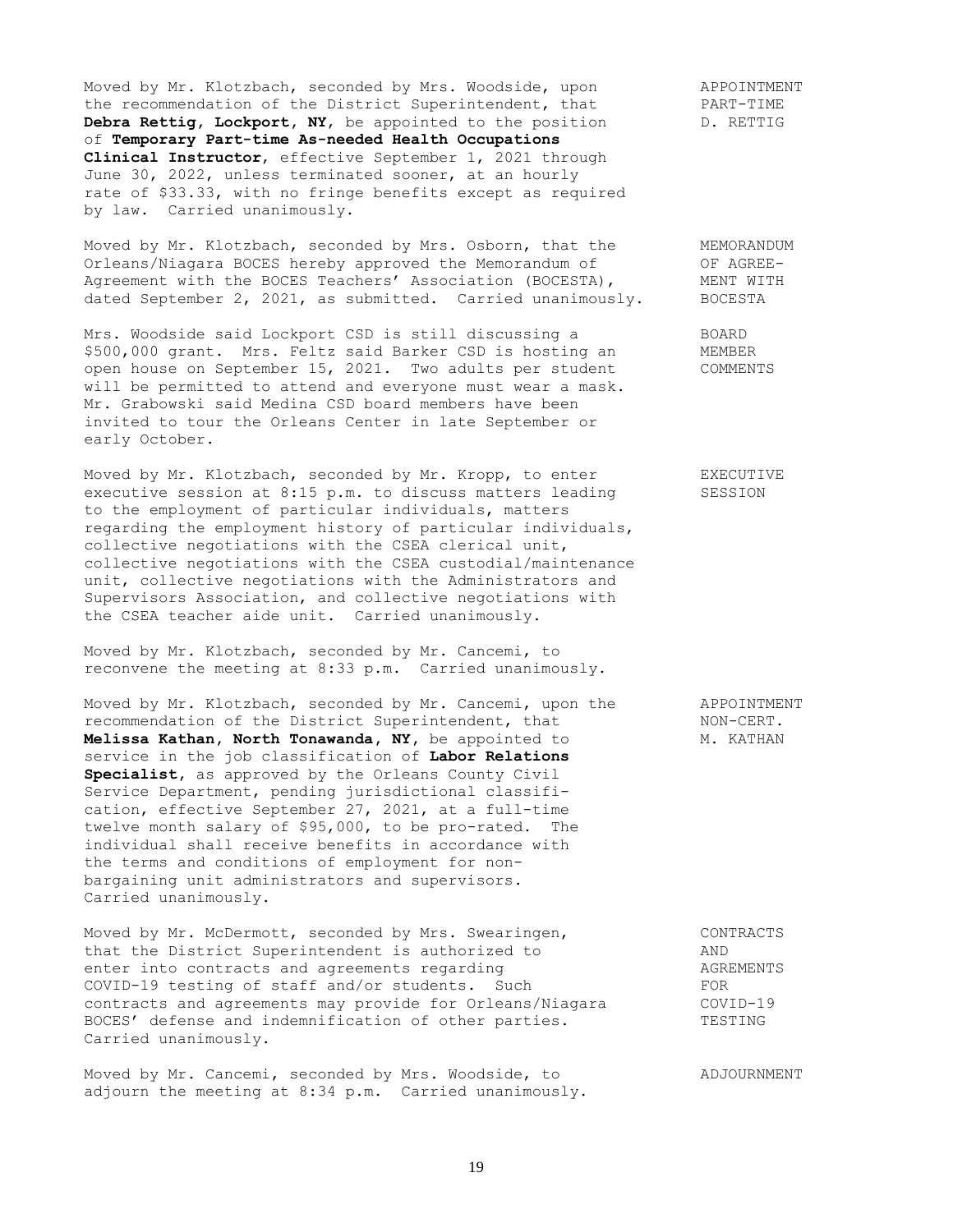Moved by Mr. Klotzbach, seconded by Mrs. Woodside, upon the recommendation of the District Superintendent, that **Debra Rettig, Lockport, NY**, be appointed to the position of **Temporary Part-time As-needed Health Occupations Clinical Instructor**, effective September 1, 2021 through June 30, 2022, unless terminated sooner, at an hourly rate of $33.33, with no fringe benefits except as required by law. Carried unanimously.

APPOINTMENT PART-TIME D. RETTIG

Moved by Mr. Klotzbach, seconded by Mrs. Osborn, that the Orleans/Niagara BOCES hereby approved the Memorandum of Agreement with the BOCES Teachers' Association (BOCESTA), dated September 2, 2021, as submitted. Carried unanimously.

MEMORANDUM OF AGREEMENT WITH BOCESTA

Mrs. Woodside said Lockport CSD is still discussing a $500,000 grant. Mrs. Feltz said Barker CSD is hosting an open house on September 15, 2021. Two adults per student will be permitted to attend and everyone must wear a mask. Mr. Grabowski said Medina CSD board members have been invited to tour the Orleans Center in late September or early October.

BOARD MEMBER COMMENTS

Moved by Mr. Klotzbach, seconded by Mr. Kropp, to enter executive session at 8:15 p.m. to discuss matters leading to the employment of particular individuals, matters regarding the employment history of particular individuals, collective negotiations with the CSEA clerical unit, collective negotiations with the CSEA custodial/maintenance unit, collective negotiations with the Administrators and Supervisors Association, and collective negotiations with the CSEA teacher aide unit. Carried unanimously.

EXECUTIVE SESSION

Moved by Mr. Klotzbach, seconded by Mr. Cancemi, to reconvene the meeting at 8:33 p.m. Carried unanimously.

Moved by Mr. Klotzbach, seconded by Mr. Cancemi, upon the recommendation of the District Superintendent, that **Melissa Kathan, North Tonawanda, NY**, be appointed to service in the job classification of **Labor Relations Specialist**, as approved by the Orleans County Civil Service Department, pending jurisdictional classification, effective September 27, 2021, at a full-time twelve month salary of $95,000, to be pro-rated. The individual shall receive benefits in accordance with the terms and conditions of employment for non-bargaining unit administrators and supervisors. Carried unanimously.

APPOINTMENT NON-CERT. M. KATHAN

Moved by Mr. McDermott, seconded by Mrs. Swearingen, that the District Superintendent is authorized to enter into contracts and agreements regarding COVID-19 testing of staff and/or students. Such contracts and agreements may provide for Orleans/Niagara BOCES' defense and indemnification of other parties. Carried unanimously.

CONTRACTS AND AGREEMENTS FOR COVID-19 TESTING

Moved by Mr. Cancemi, seconded by Mrs. Woodside, to adjourn the meeting at 8:34 p.m. Carried unanimously.

ADJOURNMENT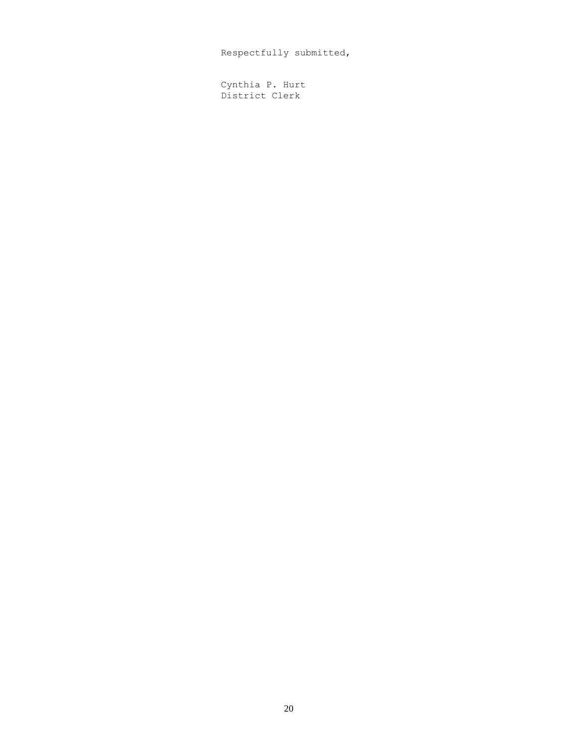Respectfully submitted,

Cynthia P. Hurt
District Clerk